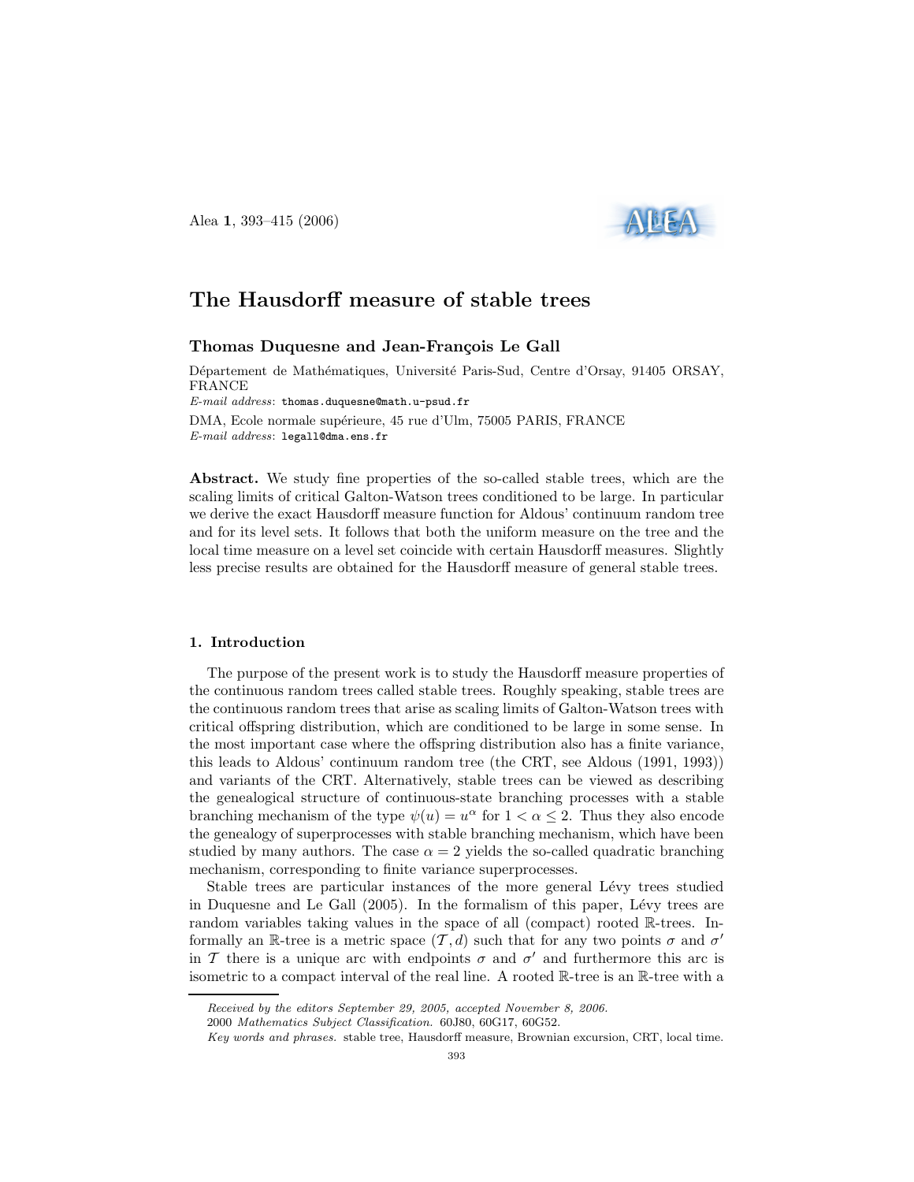# The Hausdorff measure of stable trees

**Thomas Duquesne and Jean-François Le Gall**

Département de Mathématiques, Université Paris-Sud, Centre d'Orsay, 91405 ORSAY, FRANCE

*E-mail address*: thomas.duquesne@math.u-psud.fr

DMA, Ecole normale supérieure, 45 rue d'Ulm, 75005 PARIS, FRANCE

*E-mail address*: legall@dma.ens.fr

**Abstract.** We study fine properties of the so-called stable trees, which are the scaling limits of critical Galton-Watson trees conditioned to be large. In particular we derive the exact Hausdorff measure function for Aldous' continuum random tree and for its level sets. It follows that both the uniform measure on the tree and the local time measure on a level set coincide with certain Hausdorff measures. Slightly less precise results are obtained for the Hausdorff measure of general stable trees.

## 1. Introduction

The purpose of the present work is to study the Hausdorff measure properties of the continuous random trees called stable trees. Roughly speaking, stable trees are the continuous random trees that arise as scaling limits of Galton-Watson trees with critical offspring distribution, which are conditioned to be large in some sense. In the most important case where the offspring distribution also has a finite variance, this leads to Aldous' continuum random tree (the CRT, see Aldous (1991, 1993)) and variants of the CRT. Alternatively, stable trees can be viewed as describing the genealogical structure of continuous-state branching processes with a stable branching mechanism of the type $\psi(u) = u^\alpha$ for $1 < \alpha \leq 2$. Thus they also encode the genealogy of superprocesses with stable branching mechanism, which have been studied by many authors. The case $\alpha = 2$ yields the so-called quadratic branching mechanism, corresponding to finite variance superprocesses.

Stable trees are particular instances of the more general Lévy trees studied in Duquesne and Le Gall (2005). In the formalism of this paper, Lévy trees are random variables taking values in the space of all (compact) rooted $\mathbb{R}$-trees. Informally an $\mathbb{R}$-tree is a metric space $(\mathcal{T}, d)$ such that for any two points $\sigma$ and $\sigma'$ in $\mathcal{T}$ there is a unique arc with endpoints $\sigma$ and $\sigma'$ and furthermore this arc is isometric to a compact interval of the real line. A rooted $\mathbb{R}$-tree is an $\mathbb{R}$-tree with a

---

*Received by the editors September 29, 2005, accepted November 8, 2006.*

2000 *Mathematics Subject Classification.* 60J80, 60G17, 60G52.

*Key words and phrases.* stable tree, Hausdorff measure, Brownian excursion, CRT, local time.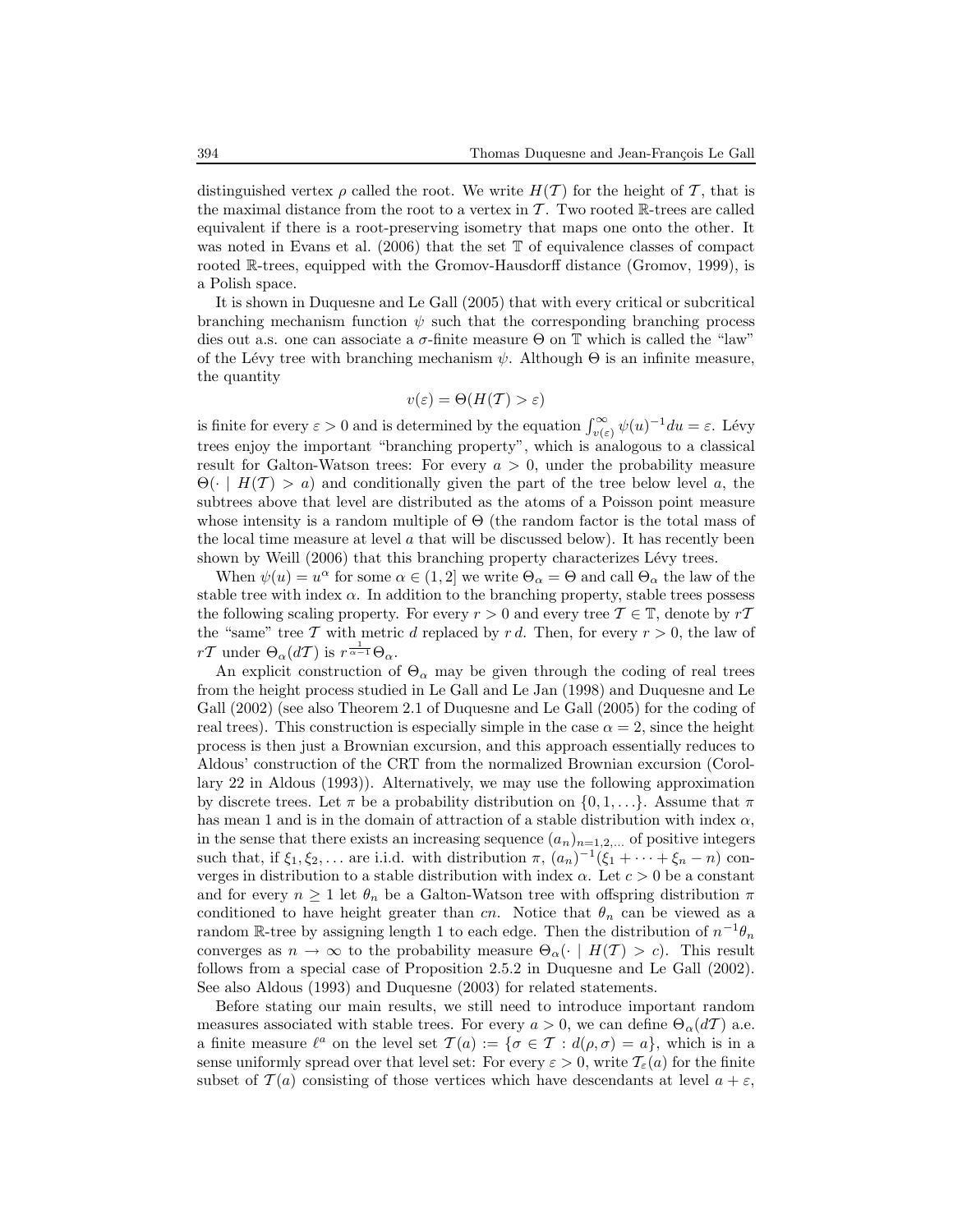distinguished vertex $\rho$ called the root. We write $H(\mathcal{T})$ for the height of $\mathcal{T}$, that is the maximal distance from the root to a vertex in $\mathcal{T}$. Two rooted $\mathbb{R}$-trees are called equivalent if there is a root-preserving isometry that maps one onto the other. It was noted in Evans et al. (2006) that the set $\mathbb{T}$ of equivalence classes of compact rooted $\mathbb{R}$-trees, equipped with the Gromov-Hausdorff distance (Gromov, 1999), is a Polish space.

It is shown in Duquesne and Le Gall (2005) that with every critical or subcritical branching mechanism function $\psi$ such that the corresponding branching process dies out a.s. one can associate a $\sigma$-finite measure $\Theta$ on $\mathbb{T}$ which is called the "law" of the Lévy tree with branching mechanism $\psi$. Although $\Theta$ is an infinite measure, the quantity

$$v(\varepsilon) = \Theta(H(\mathcal{T}) > \varepsilon)$$

is finite for every $\varepsilon > 0$ and is determined by the equation $\int_{v(\varepsilon)}^{\infty} \psi(u)^{-1} du = \varepsilon$. Lévy trees enjoy the important "branching property", which is analogous to a classical result for Galton-Watson trees: For every $a > 0$, under the probability measure $\Theta(\cdot \mid H(\mathcal{T}) > a)$ and conditionally given the part of the tree below level $a$, the subtrees above that level are distributed as the atoms of a Poisson point measure whose intensity is a random multiple of $\Theta$ (the random factor is the total mass of the local time measure at level $a$ that will be discussed below). It has recently been shown by Weill (2006) that this branching property characterizes Lévy trees.

When $\psi(u) = u^{\alpha}$ for some $\alpha \in (1, 2]$ we write $\Theta_{\alpha} = \Theta$ and call $\Theta_{\alpha}$ the law of the stable tree with index $\alpha$. In addition to the branching property, stable trees possess the following scaling property. For every $r > 0$ and every tree $\mathcal{T} \in \mathbb{T}$, denote by $r\mathcal{T}$ the "same" tree $\mathcal{T}$ with metric $d$ replaced by $r\,d$. Then, for every $r > 0$, the law of $r\mathcal{T}$ under $\Theta_{\alpha}(d\mathcal{T})$ is $r^{\frac{1}{\alpha - 1}} \Theta_{\alpha}$.

An explicit construction of $\Theta_{\alpha}$ may be given through the coding of real trees from the height process studied in Le Gall and Le Jan (1998) and Duquesne and Le Gall (2002) (see also Theorem 2.1 of Duquesne and Le Gall (2005) for the coding of real trees). This construction is especially simple in the case $\alpha = 2$, since the height process is then just a Brownian excursion, and this approach essentially reduces to Aldous' construction of the CRT from the normalized Brownian excursion (Corollary 22 in Aldous (1993)). Alternatively, we may use the following approximation by discrete trees. Let $\pi$ be a probability distribution on $\{0, 1, \ldots\}$. Assume that $\pi$ has mean 1 and is in the domain of attraction of a stable distribution with index $\alpha$, in the sense that there exists an increasing sequence $(a_n)_{n=1,2,\ldots}$ of positive integers such that, if $\xi_1, \xi_2, \ldots$ are i.i.d. with distribution $\pi$, $(a_n)^{-1}(\xi_1 + \cdots + \xi_n - n)$ converges in distribution to a stable distribution with index $\alpha$. Let $c > 0$ be a constant and for every $n \geq 1$ let $\theta_n$ be a Galton-Watson tree with offspring distribution $\pi$ conditioned to have height greater than $cn$. Notice that $\theta_n$ can be viewed as a random $\mathbb{R}$-tree by assigning length 1 to each edge. Then the distribution of $n^{-1}\theta_n$ converges as $n \to \infty$ to the probability measure $\Theta_{\alpha}(\cdot \mid H(\mathcal{T}) > c)$. This result follows from a special case of Proposition 2.5.2 in Duquesne and Le Gall (2002). See also Aldous (1993) and Duquesne (2003) for related statements.

Before stating our main results, we still need to introduce important random measures associated with stable trees. For every $a > 0$, we can define $\Theta_{\alpha}(d\mathcal{T})$ a.e. a finite measure $\ell^a$ on the level set $\mathcal{T}(a) := \{\sigma \in \mathcal{T} : d(\rho, \sigma) = a\}$, which is in a sense uniformly spread over that level set: For every $\varepsilon > 0$, write $\mathcal{T}_{\varepsilon}(a)$ for the finite subset of $\mathcal{T}(a)$ consisting of those vertices which have descendants at level $a + \varepsilon$,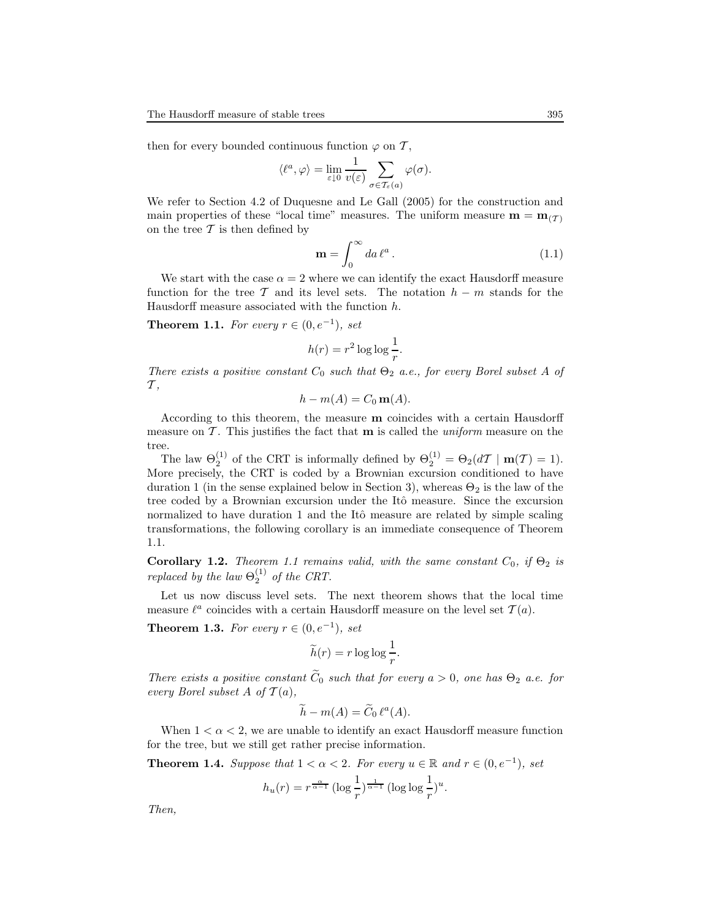then for every bounded continuous function $\varphi$ on $\mathcal{T}$,

$$\langle \ell^a, \varphi \rangle = \lim_{\varepsilon \downarrow 0} \frac{1}{v(\varepsilon)} \sum_{\sigma \in \mathcal{T}_\varepsilon(a)} \varphi(\sigma).$$

We refer to Section 4.2 of Duquesne and Le Gall (2005) for the construction and main properties of these "local time" measures. The uniform measure $\mathbf{m} = \mathbf{m}_{(\mathcal{T})}$ on the tree $\mathcal{T}$ is then defined by

$$\mathbf{m} = \int_0^\infty da \, \ell^a \,. \tag{1.1}$$

We start with the case $\alpha = 2$ where we can identify the exact Hausdorff measure function for the tree $\mathcal{T}$ and its level sets. The notation $h - m$ stands for the Hausdorff measure associated with the function $h$.

**Theorem 1.1.** *For every $r \in (0, e^{-1})$, set*

$$h(r) = r^2 \log \log \frac{1}{r}.$$

*There exists a positive constant $C_0$ such that $\Theta_2$ a.e., for every Borel subset $A$ of $\mathcal{T}$,*

$$h - m(A) = C_0 \, \mathbf{m}(A).$$

According to this theorem, the measure $\mathbf{m}$ coincides with a certain Hausdorff measure on $\mathcal{T}$. This justifies the fact that $\mathbf{m}$ is called the *uniform* measure on the tree.

The law $\Theta_2^{(1)}$ of the CRT is informally defined by $\Theta_2^{(1)} = \Theta_2(d\mathcal{T} \mid \mathbf{m}(\mathcal{T}) = 1)$. More precisely, the CRT is coded by a Brownian excursion conditioned to have duration 1 (in the sense explained below in Section 3), whereas $\Theta_2$ is the law of the tree coded by a Brownian excursion under the Itô measure. Since the excursion normalized to have duration 1 and the Itô measure are related by simple scaling transformations, the following corollary is an immediate consequence of Theorem 1.1.

**Corollary 1.2.** *Theorem 1.1 remains valid, with the same constant $C_0$, if $\Theta_2$ is replaced by the law $\Theta_2^{(1)}$ of the CRT.*

Let us now discuss level sets. The next theorem shows that the local time measure $\ell^a$ coincides with a certain Hausdorff measure on the level set $\mathcal{T}(a)$.

**Theorem 1.3.** *For every $r \in (0, e^{-1})$, set*

$$\widetilde{h}(r) = r \log \log \frac{1}{r}.$$

*There exists a positive constant $\widetilde{C}_0$ such that for every $a > 0$, one has $\Theta_2$ a.e. for every Borel subset $A$ of $\mathcal{T}(a)$,*

$$\widetilde{h} - m(A) = \widetilde{C}_0 \, \ell^a(A).$$

When $1 < \alpha < 2$, we are unable to identify an exact Hausdorff measure function for the tree, but we still get rather precise information.

**Theorem 1.4.** *Suppose that $1 < \alpha < 2$. For every $u \in \mathbb{R}$ and $r \in (0, e^{-1})$, set*

$$h_u(r) = r^{\frac{\alpha}{\alpha-1}} \, (\log \frac{1}{r})^{\frac{1}{\alpha-1}} \, (\log \log \frac{1}{r})^u.$$

*Then,*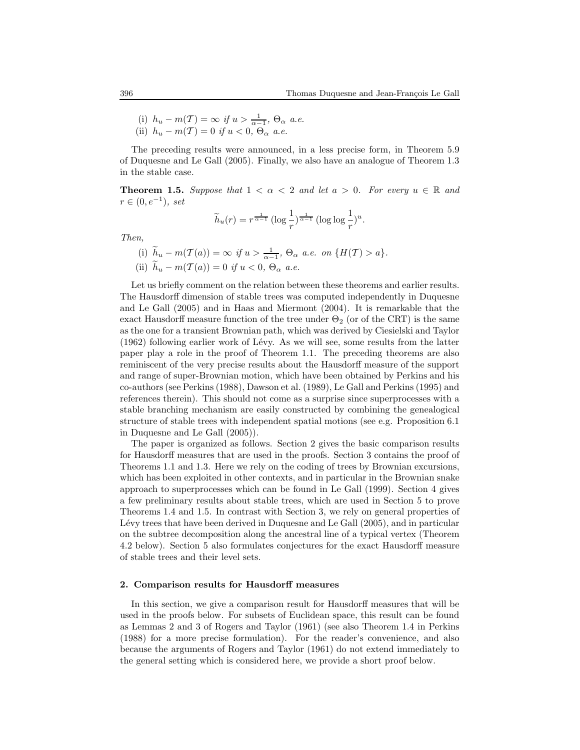(i) $h_u - m(\mathcal{T}) = \infty$ *if* $u > \frac{1}{\alpha-1}$, $\Theta_\alpha$ *a.e.*

(ii) $h_u - m(\mathcal{T}) = 0$ *if* $u < 0$, $\Theta_\alpha$ *a.e.*

The preceding results were announced, in a less precise form, in Theorem 5.9 of Duquesne and Le Gall (2005). Finally, we also have an analogue of Theorem 1.3 in the stable case.

**Theorem 1.5.** *Suppose that* $1 < \alpha < 2$ *and let* $a > 0$. *For every* $u \in \mathbb{R}$ *and* $r \in (0, e^{-1})$, *set*

$$\widetilde{h}_u(r) = r^{\frac{1}{\alpha-1}} \, (\log \frac{1}{r})^{\frac{1}{\alpha-1}} \, (\log\log \frac{1}{r})^u.$$

*Then,*

(i) $\widetilde{h}_u - m(\mathcal{T}(a)) = \infty$ *if* $u > \frac{1}{\alpha-1}$, $\Theta_\alpha$ *a.e. on* $\{H(\mathcal{T}) > a\}$.

(ii) $\widetilde{h}_u - m(\mathcal{T}(a)) = 0$ *if* $u < 0$, $\Theta_\alpha$ *a.e.*

Let us briefly comment on the relation between these theorems and earlier results. The Hausdorff dimension of stable trees was computed independently in Duquesne and Le Gall (2005) and in Haas and Miermont (2004). It is remarkable that the exact Hausdorff measure function of the tree under $\Theta_2$ (or of the CRT) is the same as the one for a transient Brownian path, which was derived by Ciesielski and Taylor (1962) following earlier work of Lévy. As we will see, some results from the latter paper play a role in the proof of Theorem 1.1. The preceding theorems are also reminiscent of the very precise results about the Hausdorff measure of the support and range of super-Brownian motion, which have been obtained by Perkins and his co-authors (see Perkins (1988), Dawson et al. (1989), Le Gall and Perkins (1995) and references therein). This should not come as a surprise since superprocesses with a stable branching mechanism are easily constructed by combining the genealogical structure of stable trees with independent spatial motions (see e.g. Proposition 6.1 in Duquesne and Le Gall (2005)).

The paper is organized as follows. Section 2 gives the basic comparison results for Hausdorff measures that are used in the proofs. Section 3 contains the proof of Theorems 1.1 and 1.3. Here we rely on the coding of trees by Brownian excursions, which has been exploited in other contexts, and in particular in the Brownian snake approach to superprocesses which can be found in Le Gall (1999). Section 4 gives a few preliminary results about stable trees, which are used in Section 5 to prove Theorems 1.4 and 1.5. In contrast with Section 3, we rely on general properties of Lévy trees that have been derived in Duquesne and Le Gall (2005), and in particular on the subtree decomposition along the ancestral line of a typical vertex (Theorem 4.2 below). Section 5 also formulates conjectures for the exact Hausdorff measure of stable trees and their level sets.

## 2. Comparison results for Hausdorff measures

In this section, we give a comparison result for Hausdorff measures that will be used in the proofs below. For subsets of Euclidean space, this result can be found as Lemmas 2 and 3 of Rogers and Taylor (1961) (see also Theorem 1.4 in Perkins (1988) for a more precise formulation). For the reader's convenience, and also because the arguments of Rogers and Taylor (1961) do not extend immediately to the general setting which is considered here, we provide a short proof below.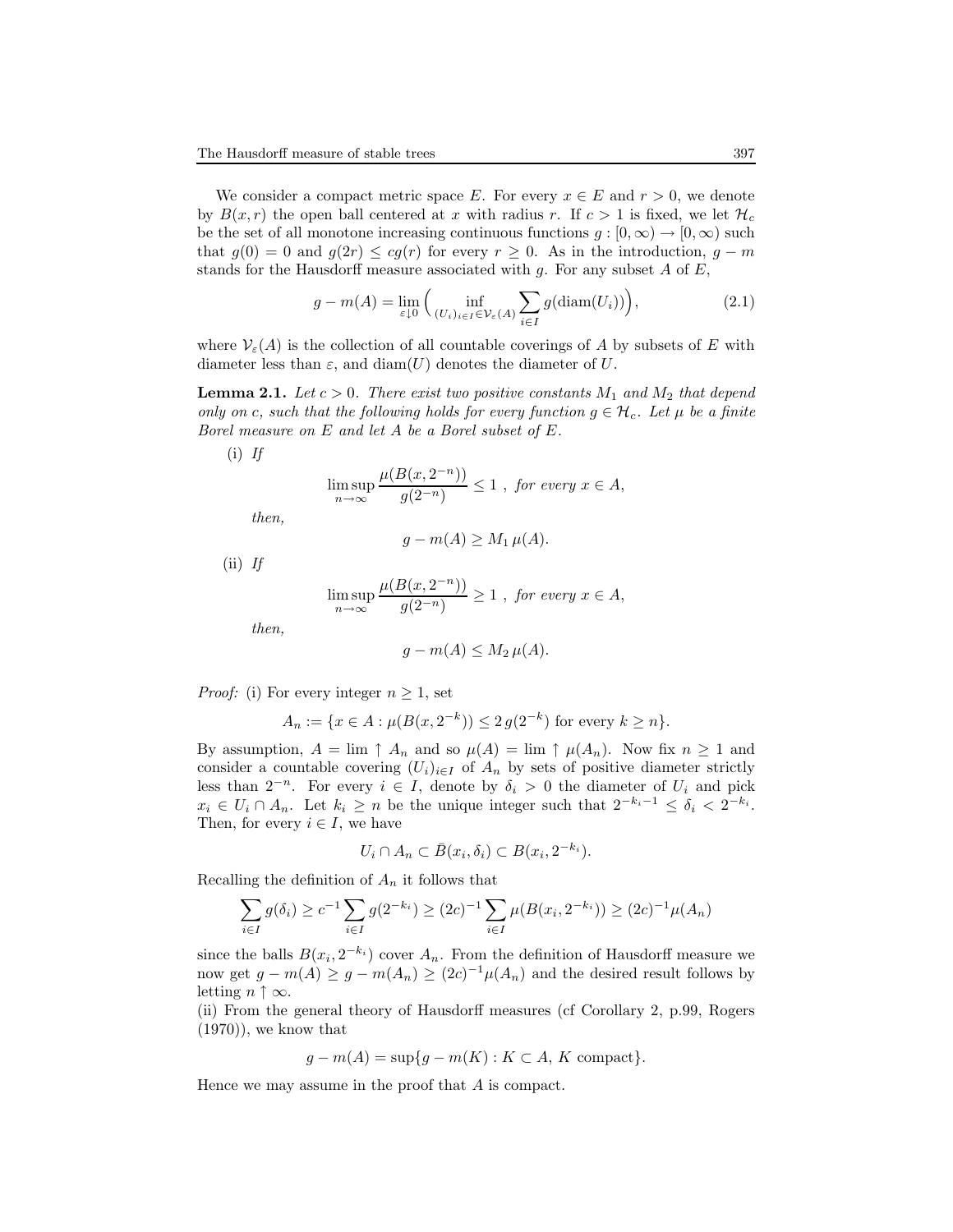We consider a compact metric space $E$. For every $x \in E$ and $r > 0$, we denote by $B(x, r)$ the open ball centered at $x$ with radius $r$. If $c > 1$ is fixed, we let $\mathcal{H}_c$ be the set of all monotone increasing continuous functions $g : [0, \infty) \to [0, \infty)$ such that $g(0) = 0$ and $g(2r) \leq cg(r)$ for every $r \geq 0$. As in the introduction, $g - m$ stands for the Hausdorff measure associated with $g$. For any subset $A$ of $E$,

$$g - m(A) = \lim_{\varepsilon \downarrow 0} \Big( \inf_{(U_i)_{i \in I} \in \mathcal{V}_\varepsilon(A)} \sum_{i \in I} g(\mathrm{diam}(U_i)) \Big), \tag{2.1}$$

where $\mathcal{V}_\varepsilon(A)$ is the collection of all countable coverings of $A$ by subsets of $E$ with diameter less than $\varepsilon$, and $\mathrm{diam}(U)$ denotes the diameter of $U$.

**Lemma 2.1.** *Let $c > 0$. There exist two positive constants $M_1$ and $M_2$ that depend only on $c$, such that the following holds for every function $g \in \mathcal{H}_c$. Let $\mu$ be a finite Borel measure on $E$ and let $A$ be a Borel subset of $E$.*

(i) *If*

$$\limsup_{n \to \infty} \frac{\mu(B(x, 2^{-n}))}{g(2^{-n})} \leq 1 \ , \ \textit{for every } x \in A,$$

*then,*

$$g - m(A) \geq M_1 \, \mu(A).$$

(ii) *If*

$$\limsup_{n \to \infty} \frac{\mu(B(x, 2^{-n}))}{g(2^{-n})} \geq 1 \ , \ \textit{for every } x \in A,$$

*then,*

$$g - m(A) \leq M_2 \, \mu(A).$$

*Proof:* (i) For every integer $n \geq 1$, set

$$A_n := \{x \in A : \mu(B(x, 2^{-k})) \leq 2\, g(2^{-k}) \text{ for every } k \geq n\}.$$

By assumption, $A = \lim \uparrow A_n$ and so $\mu(A) = \lim \uparrow \mu(A_n)$. Now fix $n \geq 1$ and consider a countable covering $(U_i)_{i \in I}$ of $A_n$ by sets of positive diameter strictly less than $2^{-n}$. For every $i \in I$, denote by $\delta_i > 0$ the diameter of $U_i$ and pick $x_i \in U_i \cap A_n$. Let $k_i \geq n$ be the unique integer such that $2^{-k_i - 1} \leq \delta_i < 2^{-k_i}$. Then, for every $i \in I$, we have

$$U_i \cap A_n \subset \bar{B}(x_i, \delta_i) \subset B(x_i, 2^{-k_i}).$$

Recalling the definition of $A_n$ it follows that

$$\sum_{i \in I} g(\delta_i) \geq c^{-1} \sum_{i \in I} g(2^{-k_i}) \geq (2c)^{-1} \sum_{i \in I} \mu(B(x_i, 2^{-k_i})) \geq (2c)^{-1} \mu(A_n)$$

since the balls $B(x_i, 2^{-k_i})$ cover $A_n$. From the definition of Hausdorff measure we now get $g - m(A) \geq g - m(A_n) \geq (2c)^{-1}\mu(A_n)$ and the desired result follows by letting $n \uparrow \infty$.

(ii) From the general theory of Hausdorff measures (cf Corollary 2, p.99, Rogers (1970)), we know that

$$g - m(A) = \sup\{g - m(K) : K \subset A, \, K \text{ compact}\}.$$

Hence we may assume in the proof that $A$ is compact.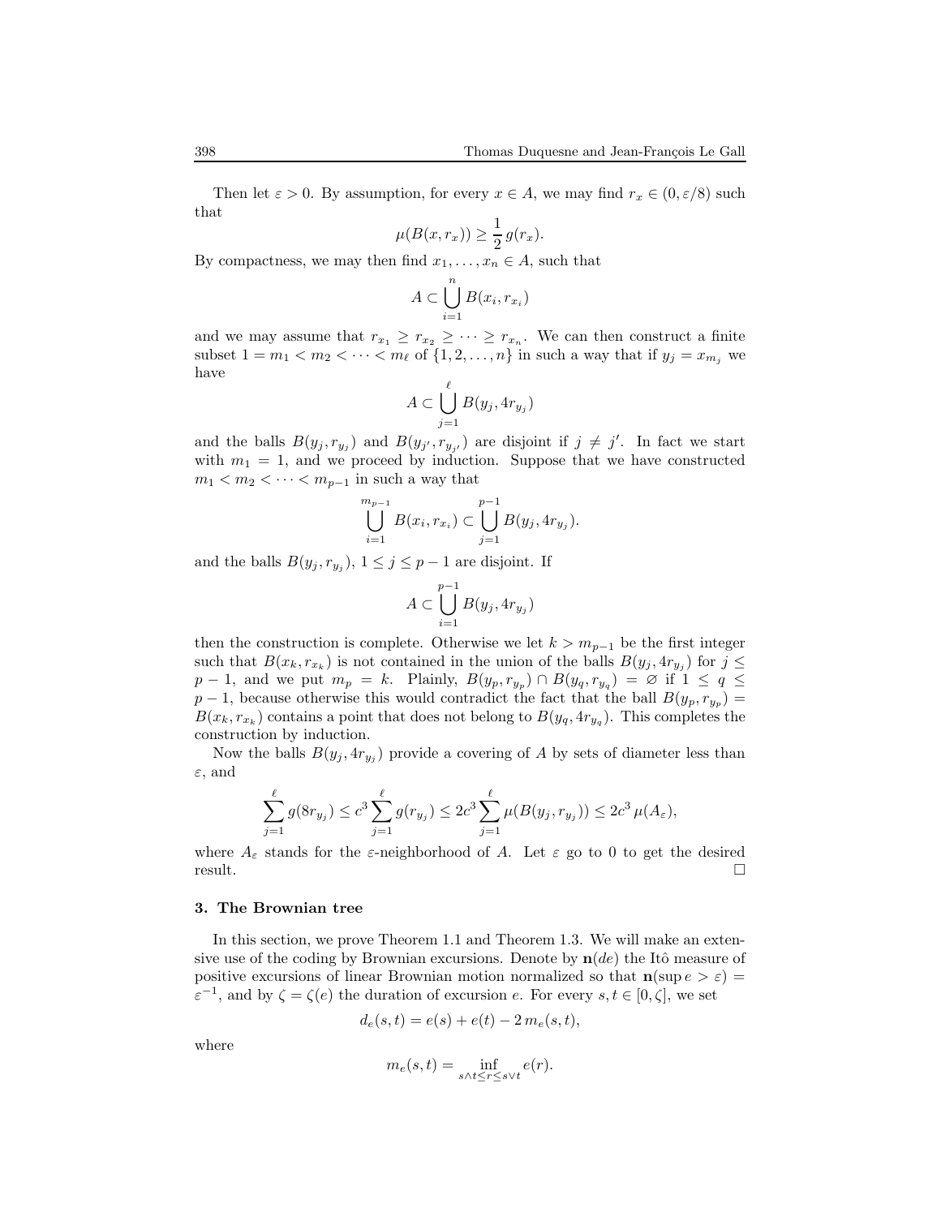Then let $\varepsilon > 0$. By assumption, for every $x \in A$, we may find $r_x \in (0, \varepsilon/8)$ such that

$$\mu(B(x, r_x)) \geq \frac{1}{2}\, g(r_x).$$

By compactness, we may then find $x_1, \ldots, x_n \in A$, such that

$$A \subset \bigcup_{i=1}^{n} B(x_i, r_{x_i})$$

and we may assume that $r_{x_1} \geq r_{x_2} \geq \cdots \geq r_{x_n}$. We can then construct a finite subset $1 = m_1 < m_2 < \cdots < m_\ell$ of $\{1, 2, \ldots, n\}$ in such a way that if $y_j = x_{m_j}$ we have

$$A \subset \bigcup_{j=1}^{\ell} B(y_j, 4r_{y_j})$$

and the balls $B(y_j, r_{y_j})$ and $B(y_{j'}, r_{y_{j'}})$ are disjoint if $j \neq j'$. In fact we start with $m_1 = 1$, and we proceed by induction. Suppose that we have constructed $m_1 < m_2 < \cdots < m_{p-1}$ in such a way that

$$\bigcup_{i=1}^{m_{p-1}} B(x_i, r_{x_i}) \subset \bigcup_{j=1}^{p-1} B(y_j, 4r_{y_j}).$$

and the balls $B(y_j, r_{y_j})$, $1 \leq j \leq p-1$ are disjoint. If

$$A \subset \bigcup_{i=1}^{p-1} B(y_j, 4r_{y_j})$$

then the construction is complete. Otherwise we let $k > m_{p-1}$ be the first integer such that $B(x_k, r_{x_k})$ is not contained in the union of the balls $B(y_j, 4r_{y_j})$ for $j \leq p-1$, and we put $m_p = k$. Plainly, $B(y_p, r_{y_p}) \cap B(y_q, r_{y_q}) = \varnothing$ if $1 \leq q \leq p-1$, because otherwise this would contradict the fact that the ball $B(y_p, r_{y_p}) = B(x_k, r_{x_k})$ contains a point that does not belong to $B(y_q, 4r_{y_q})$. This completes the construction by induction.

Now the balls $B(y_j, 4r_{y_j})$ provide a covering of $A$ by sets of diameter less than $\varepsilon$, and

$$\sum_{j=1}^{\ell} g(8r_{y_j}) \leq c^3 \sum_{j=1}^{\ell} g(r_{y_j}) \leq 2c^3 \sum_{j=1}^{\ell} \mu(B(y_j, r_{y_j})) \leq 2c^3\, \mu(A_\varepsilon),$$

where $A_\varepsilon$ stands for the $\varepsilon$-neighborhood of $A$. Let $\varepsilon$ go to 0 to get the desired result. □

### 3. The Brownian tree

In this section, we prove Theorem 1.1 and Theorem 1.3. We will make an extensive use of the coding by Brownian excursions. Denote by $\mathbf{n}(de)$ the Itô measure of positive excursions of linear Brownian motion normalized so that $\mathbf{n}(\sup e > \varepsilon) = \varepsilon^{-1}$, and by $\zeta = \zeta(e)$ the duration of excursion $e$. For every $s, t \in [0, \zeta]$, we set

$$d_e(s,t) = e(s) + e(t) - 2\, m_e(s,t),$$

where

$$m_e(s,t) = \inf_{s \wedge t \leq r \leq s \vee t} e(r).$$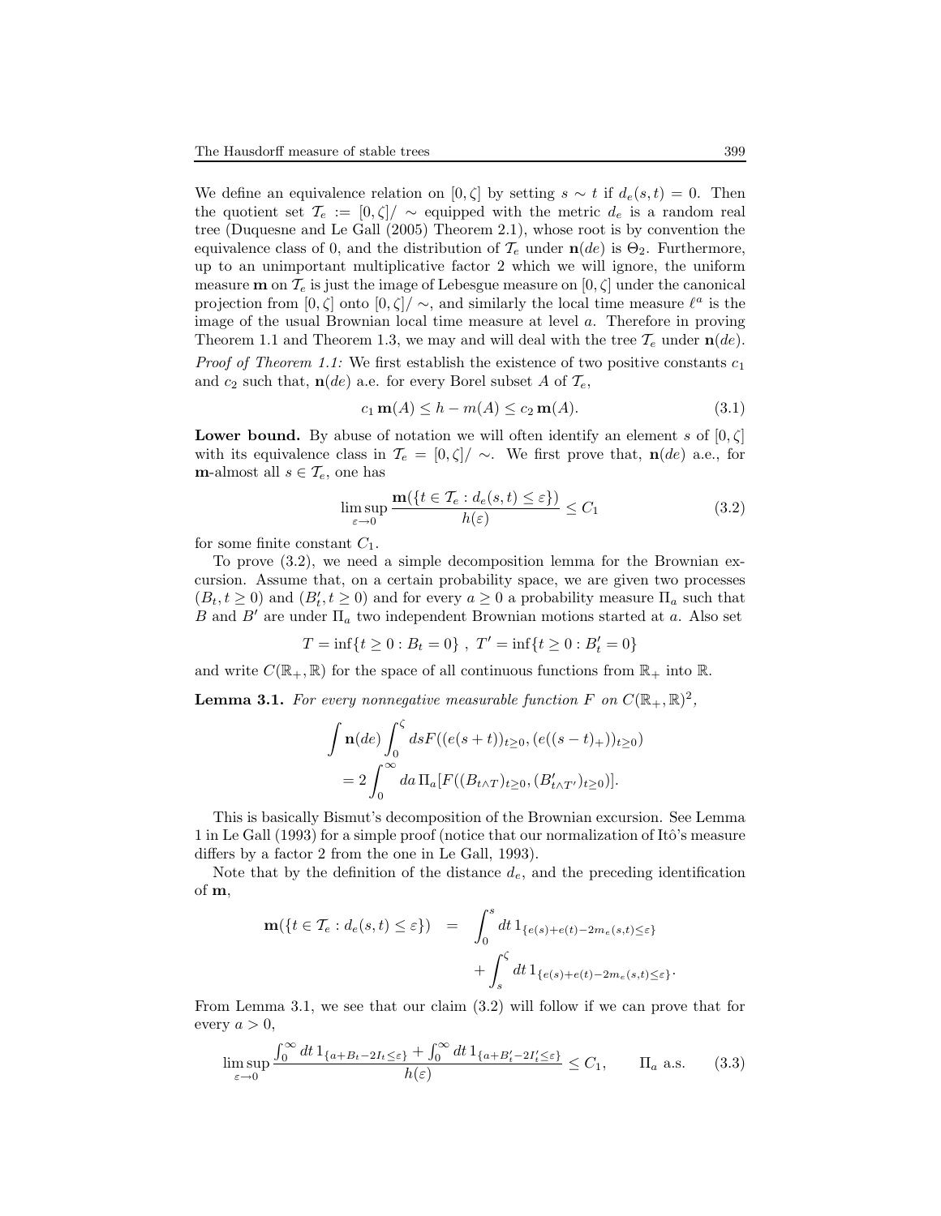We define an equivalence relation on $[0, \zeta]$ by setting $s \sim t$ if $d_e(s,t) = 0$. Then the quotient set $\mathcal{T}_e := [0,\zeta]/\sim$ equipped with the metric $d_e$ is a random real tree (Duquesne and Le Gall (2005) Theorem 2.1), whose root is by convention the equivalence class of 0, and the distribution of $\mathcal{T}_e$ under $\mathbf{n}(de)$ is $\Theta_2$. Furthermore, up to an unimportant multiplicative factor 2 which we will ignore, the uniform measure $\mathbf{m}$ on $\mathcal{T}_e$ is just the image of Lebesgue measure on $[0,\zeta]$ under the canonical projection from $[0,\zeta]$ onto $[0,\zeta]/\sim$, and similarly the local time measure $\ell^a$ is the image of the usual Brownian local time measure at level $a$. Therefore in proving Theorem 1.1 and Theorem 1.3, we may and will deal with the tree $\mathcal{T}_e$ under $\mathbf{n}(de)$.

*Proof of Theorem 1.1:* We first establish the existence of two positive constants $c_1$ and $c_2$ such that, $\mathbf{n}(de)$ a.e. for every Borel subset $A$ of $\mathcal{T}_e$,

$$c_1\, \mathbf{m}(A) \le h - m(A) \le c_2\, \mathbf{m}(A). \tag{3.1}$$

**Lower bound.** By abuse of notation we will often identify an element $s$ of $[0,\zeta]$ with its equivalence class in $\mathcal{T}_e = [0,\zeta]/\sim$. We first prove that, $\mathbf{n}(de)$ a.e., for $\mathbf{m}$-almost all $s \in \mathcal{T}_e$, one has

$$\limsup_{\varepsilon\to 0} \frac{\mathbf{m}(\{t \in \mathcal{T}_e : d_e(s,t) \le \varepsilon\})}{h(\varepsilon)} \le C_1 \tag{3.2}$$

for some finite constant $C_1$.

To prove (3.2), we need a simple decomposition lemma for the Brownian excursion. Assume that, on a certain probability space, we are given two processes $(B_t, t \ge 0)$ and $(B'_t, t \ge 0)$ and for every $a \ge 0$ a probability measure $\Pi_a$ such that $B$ and $B'$ are under $\Pi_a$ two independent Brownian motions started at $a$. Also set

$$T = \inf\{t \ge 0 : B_t = 0\}\ ,\ T' = \inf\{t \ge 0 : B'_t = 0\}$$

and write $C(\mathbb{R}_+, \mathbb{R})$ for the space of all continuous functions from $\mathbb{R}_+$ into $\mathbb{R}$.

**Lemma 3.1.** *For every nonnegative measurable function $F$ on $C(\mathbb{R}_+,\mathbb{R})^2$,*

$$\begin{aligned}
&\int \mathbf{n}(de) \int_0^\zeta ds F((e(s+t))_{t\ge 0}, (e((s-t)_+))_{t\ge 0}) \\
&\quad = 2\int_0^\infty da\, \Pi_a[F((B_{t\wedge T})_{t\ge 0}, (B'_{t\wedge T'})_{t\ge 0})].
\end{aligned}$$

This is basically Bismut's decomposition of the Brownian excursion. See Lemma 1 in Le Gall (1993) for a simple proof (notice that our normalization of Itô's measure differs by a factor 2 from the one in Le Gall, 1993).

Note that by the definition of the distance $d_e$, and the preceding identification of $\mathbf{m}$,

$$\begin{aligned}
\mathbf{m}(\{t \in \mathcal{T}_e : d_e(s,t) \le \varepsilon\}) &= \int_0^s dt\, 1_{\{e(s)+e(t)-2m_e(s,t) \le \varepsilon\}} \\
&\quad + \int_s^\zeta dt\, 1_{\{e(s)+e(t)-2m_e(s,t) \le \varepsilon\}}.
\end{aligned}$$

From Lemma 3.1, we see that our claim (3.2) will follow if we can prove that for every $a > 0$,

$$\limsup_{\varepsilon\to 0} \frac{\int_0^\infty dt\, 1_{\{a+B_t-2I_t \le \varepsilon\}} + \int_0^\infty dt\, 1_{\{a+B'_t-2I'_t \le \varepsilon\}}}{h(\varepsilon)} \le C_1, \qquad \Pi_a \text{ a.s.} \tag{3.3}$$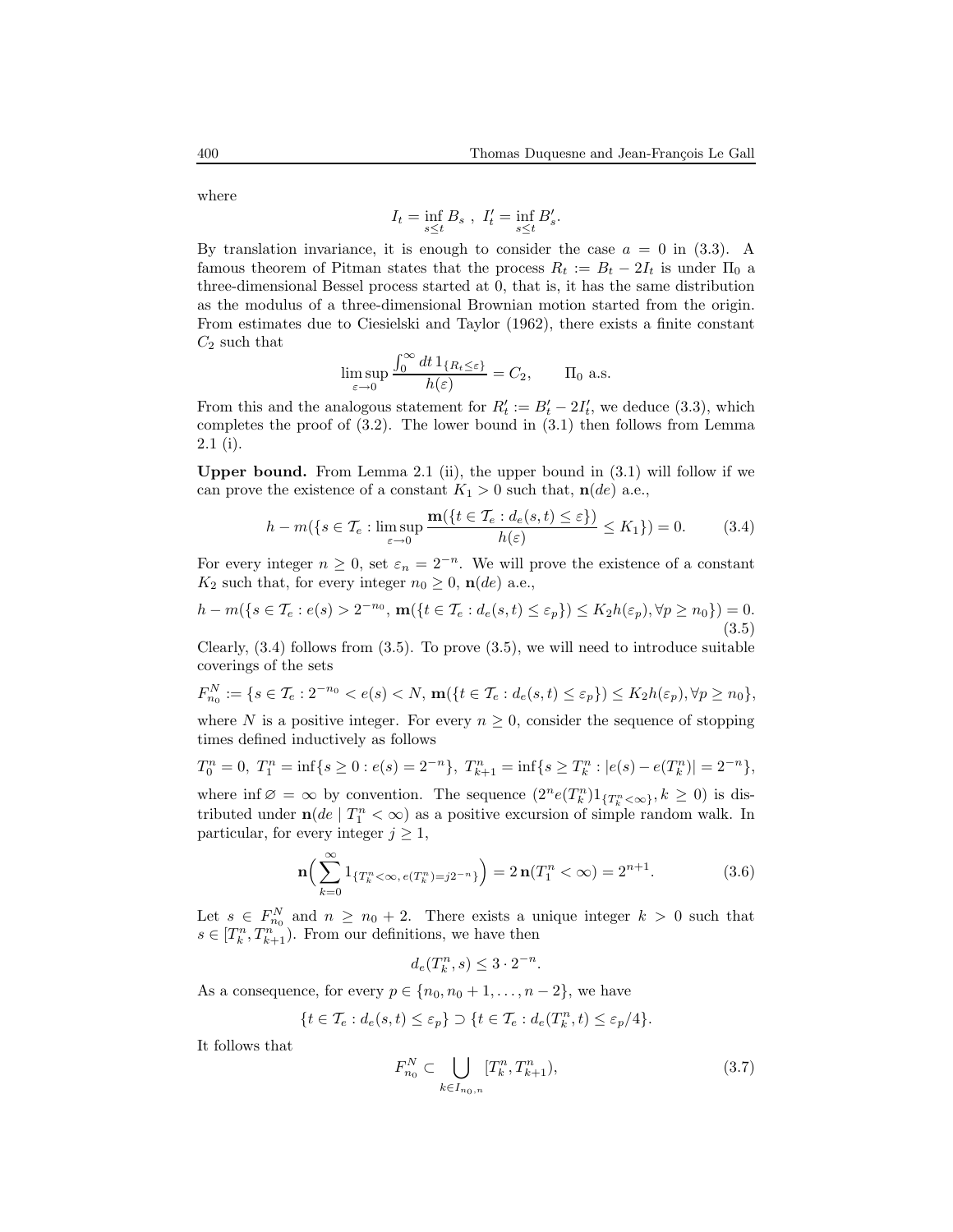where

$$I_t = \inf_{s \le t} B_s \ , \ I'_t = \inf_{s \le t} B'_s.$$

By translation invariance, it is enough to consider the case $a = 0$ in (3.3). A famous theorem of Pitman states that the process $R_t := B_t - 2I_t$ is under $\Pi_0$ a three-dimensional Bessel process started at 0, that is, it has the same distribution as the modulus of a three-dimensional Brownian motion started from the origin. From estimates due to Ciesielski and Taylor (1962), there exists a finite constant $C_2$ such that

$$\limsup_{\varepsilon \to 0} \frac{\int_0^\infty dt \, 1_{\{R_t \le \varepsilon\}}}{h(\varepsilon)} = C_2, \qquad \Pi_0 \text{ a.s.}$$

From this and the analogous statement for $R'_t := B'_t - 2I'_t$, we deduce (3.3), which completes the proof of (3.2). The lower bound in (3.1) then follows from Lemma 2.1 (i).

**Upper bound.** From Lemma 2.1 (ii), the upper bound in (3.1) will follow if we can prove the existence of a constant $K_1 > 0$ such that, $\mathbf{n}(de)$ a.e.,

$$h - m(\{s \in \mathcal{T}_e : \limsup_{\varepsilon \to 0} \frac{\mathbf{m}(\{t \in \mathcal{T}_e : d_e(s,t) \le \varepsilon\})}{h(\varepsilon)} \le K_1\}) = 0. \tag{3.4}$$

For every integer $n \ge 0$, set $\varepsilon_n = 2^{-n}$. We will prove the existence of a constant $K_2$ such that, for every integer $n_0 \ge 0$, $\mathbf{n}(de)$ a.e.,

$$h - m(\{s \in \mathcal{T}_e : e(s) > 2^{-n_0}, \, \mathbf{m}(\{t \in \mathcal{T}_e : d_e(s,t) \le \varepsilon_p\}) \le K_2 h(\varepsilon_p), \forall p \ge n_0\}) = 0. \tag{3.5}$$

Clearly, (3.4) follows from (3.5). To prove (3.5), we will need to introduce suitable coverings of the sets

$$F^N_{n_0} := \{s \in \mathcal{T}_e : 2^{-n_0} < e(s) < N, \, \mathbf{m}(\{t \in \mathcal{T}_e : d_e(s,t) \le \varepsilon_p\}) \le K_2 h(\varepsilon_p), \forall p \ge n_0\},$$

where $N$ is a positive integer. For every $n \ge 0$, consider the sequence of stopping times defined inductively as follows

$$T^n_0 = 0, \; T^n_1 = \inf\{s \ge 0 : e(s) = 2^{-n}\}, \; T^n_{k+1} = \inf\{s \ge T^n_k : |e(s) - e(T^n_k)| = 2^{-n}\},$$

where $\inf \varnothing = \infty$ by convention. The sequence $(2^n e(T^n_k) 1_{\{T^n_k < \infty\}}, k \ge 0)$ is distributed under $\mathbf{n}(de \mid T^n_1 < \infty)$ as a positive excursion of simple random walk. In particular, for every integer $j \ge 1$,

$$\mathbf{n}\Big(\sum_{k=0}^{\infty} 1_{\{T^n_k < \infty, \, e(T^n_k) = j 2^{-n}\}}\Big) = 2\, \mathbf{n}(T^n_1 < \infty) = 2^{n+1}. \tag{3.6}$$

Let $s \in F^N_{n_0}$ and $n \ge n_0 + 2$. There exists a unique integer $k > 0$ such that $s \in [T^n_k, T^n_{k+1})$. From our definitions, we have then

$$d_e(T^n_k, s) \le 3 \cdot 2^{-n}.$$

As a consequence, for every $p \in \{n_0, n_0+1, \ldots, n-2\}$, we have

$$\{t \in \mathcal{T}_e : d_e(s,t) \le \varepsilon_p\} \supset \{t \in \mathcal{T}_e : d_e(T^n_k, t) \le \varepsilon_p/4\}.$$

It follows that

$$F^N_{n_0} \subset \bigcup_{k \in I_{n_0,n}} [T^n_k, T^n_{k+1}), \tag{3.7}$$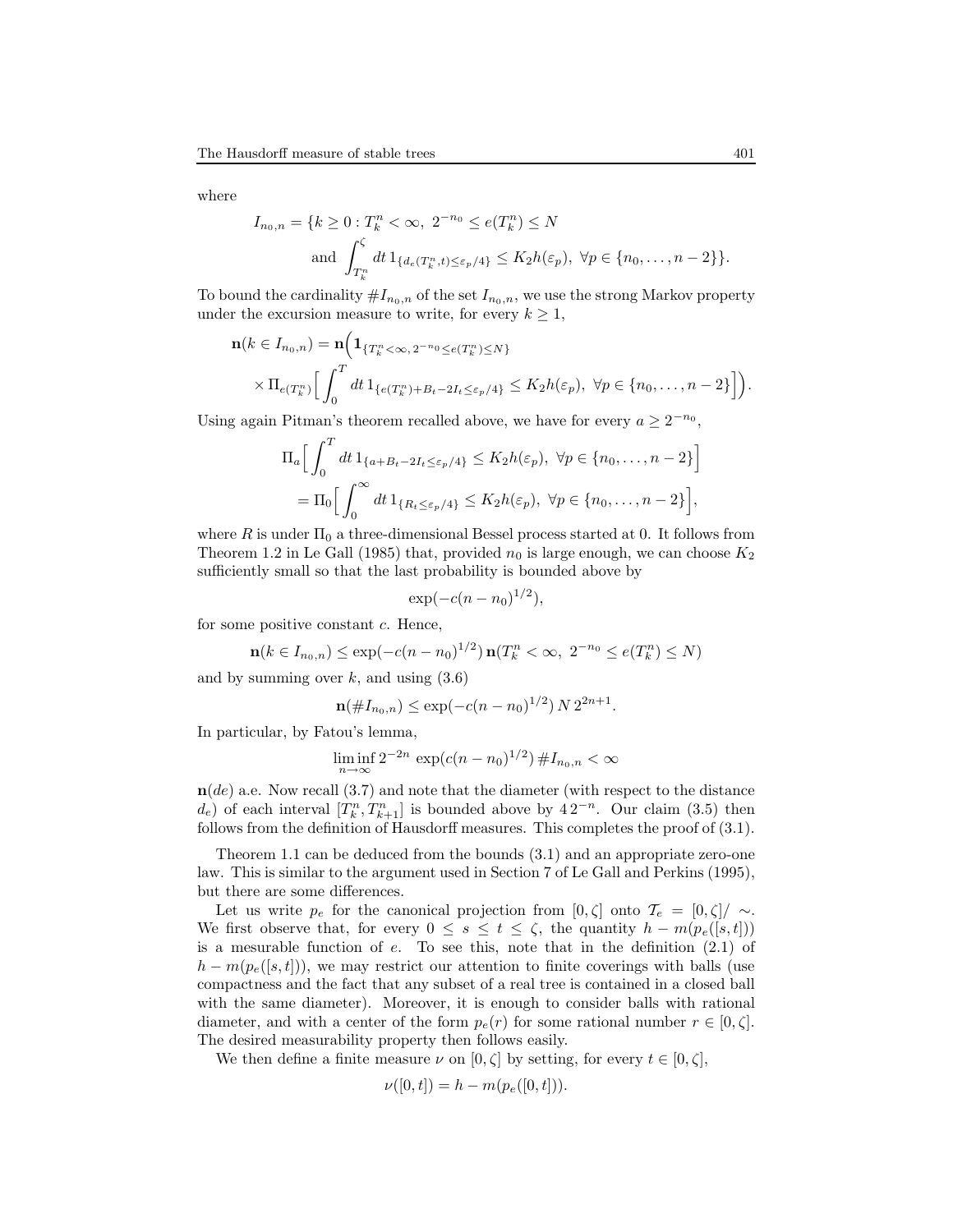where

$$I_{n_0,n} = \{k \geq 0 : T_k^n < \infty,\ 2^{-n_0} \leq e(T_k^n) \leq N$$
$$\text{and } \int_{T_k^n}^{\zeta} dt\, 1_{\{d_e(T_k^n,t) \leq \varepsilon_p/4\}} \leq K_2 h(\varepsilon_p),\ \forall p \in \{n_0, \ldots, n-2\}\}.$$

To bound the cardinality $\# I_{n_0,n}$ of the set $I_{n_0,n}$, we use the strong Markov property under the excursion measure to write, for every $k \geq 1$,

$$\mathbf{n}(k \in I_{n_0,n}) = \mathbf{n}\Big(\mathbf{1}_{\{T_k^n < \infty,\, 2^{-n_0} \leq e(T_k^n) \leq N\}}$$
$$\times \Pi_{e(T_k^n)}\Big[\int_0^T dt\, 1_{\{e(T_k^n)+B_t - 2I_t \leq \varepsilon_p/4\}} \leq K_2 h(\varepsilon_p),\ \forall p \in \{n_0, \ldots, n-2\}\Big]\Big).$$

Using again Pitman's theorem recalled above, we have for every $a \geq 2^{-n_0}$,

$$\Pi_a\Big[\int_0^T dt\, 1_{\{a+B_t-2I_t \leq \varepsilon_p/4\}} \leq K_2 h(\varepsilon_p),\ \forall p \in \{n_0, \ldots, n-2\}\Big]$$
$$= \Pi_0\Big[\int_0^\infty dt\, 1_{\{R_t \leq \varepsilon_p/4\}} \leq K_2 h(\varepsilon_p),\ \forall p \in \{n_0, \ldots, n-2\}\Big],$$

where $R$ is under $\Pi_0$ a three-dimensional Bessel process started at 0. It follows from Theorem 1.2 in Le Gall (1985) that, provided $n_0$ is large enough, we can choose $K_2$ sufficiently small so that the last probability is bounded above by

$$\exp(-c(n-n_0)^{1/2}),$$

for some positive constant $c$. Hence,

$$\mathbf{n}(k \in I_{n_0,n}) \leq \exp(-c(n-n_0)^{1/2})\, \mathbf{n}(T_k^n < \infty,\ 2^{-n_0} \leq e(T_k^n) \leq N)$$

and by summing over $k$, and using (3.6)

$$\mathbf{n}(\# I_{n_0,n}) \leq \exp(-c(n-n_0)^{1/2})\, N\, 2^{2n+1}.$$

In particular, by Fatou's lemma,

$$\liminf_{n\to\infty} 2^{-2n} \exp(c(n-n_0)^{1/2})\, \# I_{n_0,n} < \infty$$

$\mathbf{n}(de)$ a.e. Now recall (3.7) and note that the diameter (with respect to the distance $d_e$) of each interval $[T_k^n, T_{k+1}^n]$ is bounded above by $4\,2^{-n}$. Our claim (3.5) then follows from the definition of Hausdorff measures. This completes the proof of (3.1).

Theorem 1.1 can be deduced from the bounds (3.1) and an appropriate zero-one law. This is similar to the argument used in Section 7 of Le Gall and Perkins (1995), but there are some differences.

Let us write $p_e$ for the canonical projection from $[0,\zeta]$ onto $\mathcal{T}_e = [0,\zeta]/\sim$. We first observe that, for every $0 \leq s \leq t \leq \zeta$, the quantity $h - m(p_e([s,t]))$ is a mesurable function of $e$. To see this, note that in the definition (2.1) of $h - m(p_e([s,t]))$, we may restrict our attention to finite coverings with balls (use compactness and the fact that any subset of a real tree is contained in a closed ball with the same diameter). Moreover, it is enough to consider balls with rational diameter, and with a center of the form $p_e(r)$ for some rational number $r \in [0,\zeta]$. The desired measurability property then follows easily.

We then define a finite measure $\nu$ on $[0,\zeta]$ by setting, for every $t \in [0,\zeta]$,

$$\nu([0,t]) = h - m(p_e([0,t])).$$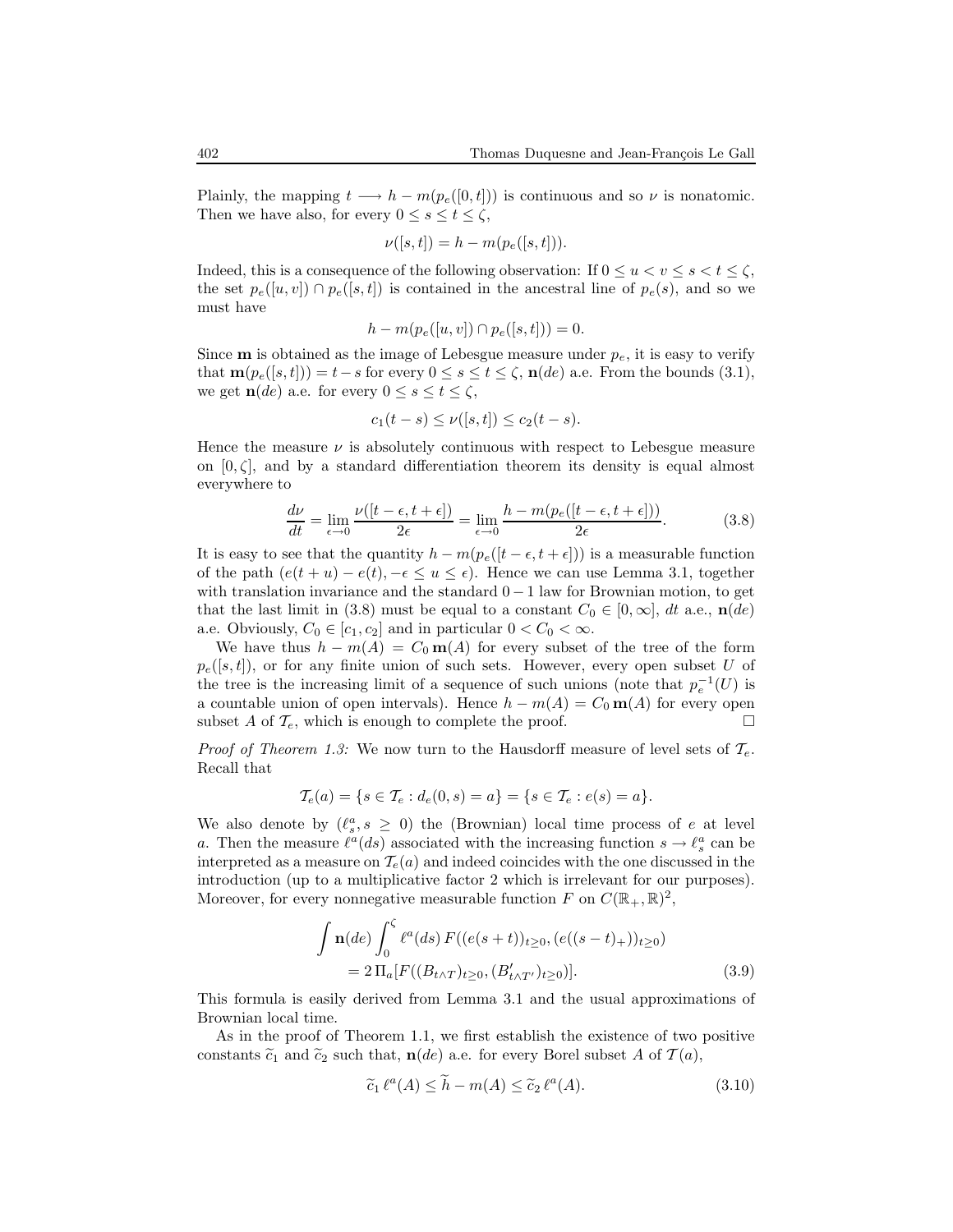Plainly, the mapping $t \longrightarrow h-m(p_e([0,t]))$ is continuous and so $\nu$ is nonatomic. Then we have also, for every $0 \le s \le t \le \zeta$,

$$\nu([s,t]) = h-m(p_e([s,t])).$$

Indeed, this is a consequence of the following observation: If $0 \le u < v \le s < t \le \zeta$, the set $p_e([u,v]) \cap p_e([s,t])$ is contained in the ancestral line of $p_e(s)$, and so we must have

$$h-m(p_e([u,v]) \cap p_e([s,t])) = 0.$$

Since $\mathbf{m}$ is obtained as the image of Lebesgue measure under $p_e$, it is easy to verify that $\mathbf{m}(p_e([s,t])) = t-s$ for every $0 \le s \le t \le \zeta$, $\mathbf{n}(de)$ a.e. From the bounds (3.1), we get $\mathbf{n}(de)$ a.e. for every $0 \le s \le t \le \zeta$,

$$c_1(t-s) \le \nu([s,t]) \le c_2(t-s).$$

Hence the measure $\nu$ is absolutely continuous with respect to Lebesgue measure on $[0,\zeta]$, and by a standard differentiation theorem its density is equal almost everywhere to

$$\frac{d\nu}{dt} = \lim_{\epsilon\to 0} \frac{\nu([t-\epsilon,t+\epsilon])}{2\epsilon} = \lim_{\epsilon\to 0} \frac{h-m(p_e([t-\epsilon,t+\epsilon]))}{2\epsilon}. \tag{3.8}$$

It is easy to see that the quantity $h-m(p_e([t-\epsilon,t+\epsilon]))$ is a measurable function of the path $(e(t+u)-e(t), -\epsilon \le u \le \epsilon)$. Hence we can use Lemma 3.1, together with translation invariance and the standard $0-1$ law for Brownian motion, to get that the last limit in (3.8) must be equal to a constant $C_0 \in [0,\infty]$, $dt$ a.e., $\mathbf{n}(de)$ a.e. Obviously, $C_0 \in [c_1,c_2]$ and in particular $0 < C_0 < \infty$.

We have thus $h-m(A) = C_0\,\mathbf{m}(A)$ for every subset of the tree of the form $p_e([s,t])$, or for any finite union of such sets. However, every open subset $U$ of the tree is the increasing limit of a sequence of such unions (note that $p_e^{-1}(U)$ is a countable union of open intervals). Hence $h-m(A) = C_0\,\mathbf{m}(A)$ for every open subset $A$ of $\mathcal{T}_e$, which is enough to complete the proof. □

*Proof of Theorem 1.3:* We now turn to the Hausdorff measure of level sets of $\mathcal{T}_e$. Recall that

$$\mathcal{T}_e(a) = \{s \in \mathcal{T}_e : d_e(0,s) = a\} = \{s \in \mathcal{T}_e : e(s) = a\}.$$

We also denote by $(\ell^a_s, s \ge 0)$ the (Brownian) local time process of $e$ at level $a$. Then the measure $\ell^a(ds)$ associated with the increasing function $s \to \ell^a_s$ can be interpreted as a measure on $\mathcal{T}_e(a)$ and indeed coincides with the one discussed in the introduction (up to a multiplicative factor 2 which is irrelevant for our purposes). Moreover, for every nonnegative measurable function $F$ on $C(\mathbb{R}_+,\mathbb{R})^2$,

$$\begin{aligned}\int \mathbf{n}(de) \int_0^\zeta \ell^a(ds)\, F((e(s+t))_{t\ge 0}, (e((s-t)_+))_{t\ge 0}) \\ = 2\,\Pi_a[F((B_{t\wedge T})_{t\ge 0}, (B'_{t\wedge T'})_{t\ge 0})].\end{aligned} \tag{3.9}$$

This formula is easily derived from Lemma 3.1 and the usual approximations of Brownian local time.

As in the proof of Theorem 1.1, we first establish the existence of two positive constants $\widetilde{c}_1$ and $\widetilde{c}_2$ such that, $\mathbf{n}(de)$ a.e. for every Borel subset $A$ of $\mathcal{T}(a)$,

$$\widetilde{c}_1\, \ell^a(A) \le \widetilde{h}-m(A) \le \widetilde{c}_2\, \ell^a(A). \tag{3.10}$$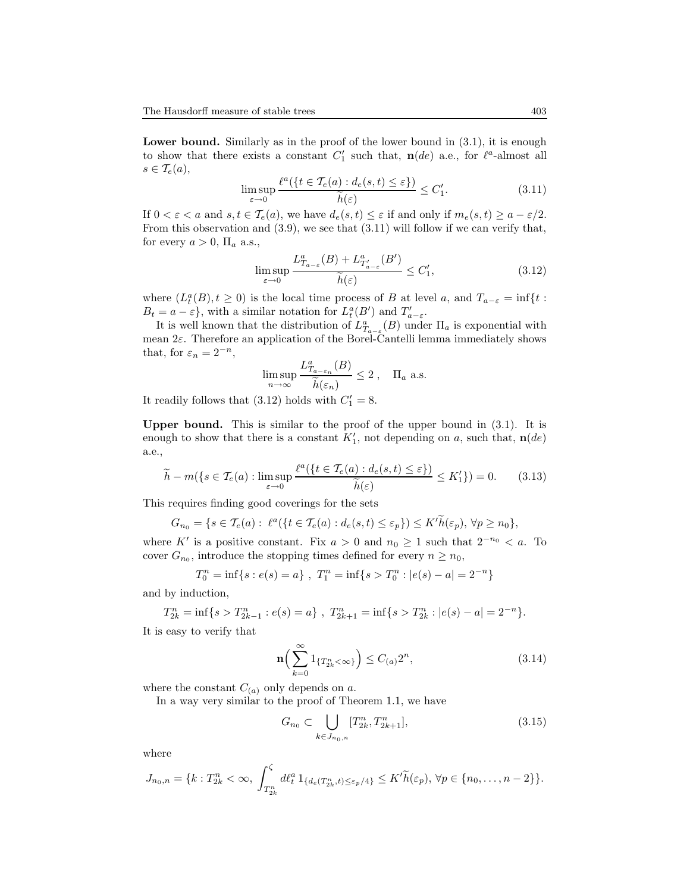**Lower bound.** Similarly as in the proof of the lower bound in (3.1), it is enough to show that there exists a constant $C_1'$ such that, $\mathbf{n}(de)$ a.e., for $\ell^a$-almost all $s \in \mathcal{T}_e(a)$,

$$\limsup_{\varepsilon \to 0} \frac{\ell^a(\{t \in \mathcal{T}_e(a) : d_e(s,t) \le \varepsilon\})}{\widetilde{h}(\varepsilon)} \le C_1'. \tag{3.11}$$

If $0 < \varepsilon < a$ and $s, t \in \mathcal{T}_e(a)$, we have $d_e(s,t) \le \varepsilon$ if and only if $m_e(s,t) \ge a - \varepsilon/2$. From this observation and (3.9), we see that (3.11) will follow if we can verify that, for every $a > 0$, $\Pi_a$ a.s.,

$$\limsup_{\varepsilon \to 0} \frac{L^a_{T_{a-\varepsilon}}(B) + L^a_{T'_{a-\varepsilon}}(B')}{\widetilde{h}(\varepsilon)} \le C_1', \tag{3.12}$$

where $(L^a_t(B), t \ge 0)$ is the local time process of $B$ at level $a$, and $T_{a-\varepsilon} = \inf\{t : B_t = a - \varepsilon\}$, with a similar notation for $L^a_t(B')$ and $T'_{a-\varepsilon}$.

It is well known that the distribution of $L^a_{T_{a-\varepsilon}}(B)$ under $\Pi_a$ is exponential with mean $2\varepsilon$. Therefore an application of the Borel-Cantelli lemma immediately shows that, for $\varepsilon_n = 2^{-n}$,

$$\limsup_{n \to \infty} \frac{L^a_{T_{a-\varepsilon_n}}(B)}{\widetilde{h}(\varepsilon_n)} \le 2\,, \quad \Pi_a \text{ a.s.}$$

It readily follows that (3.12) holds with $C_1' = 8$.

**Upper bound.** This is similar to the proof of the upper bound in (3.1). It is enough to show that there is a constant $K_1'$, not depending on $a$, such that, $\mathbf{n}(de)$ a.e.,

$$\widetilde{h} - m(\{s \in \mathcal{T}_e(a) : \limsup_{\varepsilon \to 0} \frac{\ell^a(\{t \in \mathcal{T}_e(a) : d_e(s,t) \le \varepsilon\})}{\widetilde{h}(\varepsilon)} \le K_1'\}) = 0. \tag{3.13}$$

This requires finding good coverings for the sets

$$G_{n_0} = \{s \in \mathcal{T}_e(a) :\ \ell^a(\{t \in \mathcal{T}_e(a) : d_e(s,t) \le \varepsilon_p\}) \le K' \widetilde{h}(\varepsilon_p),\ \forall p \ge n_0\},$$

where $K'$ is a positive constant. Fix $a > 0$ and $n_0 \ge 1$ such that $2^{-n_0} < a$. To cover $G_{n_0}$, introduce the stopping times defined for every $n \ge n_0$,

$$T_0^n = \inf\{s : e(s) = a\}\ ,\ T_1^n = \inf\{s > T_0^n : |e(s) - a| = 2^{-n}\}$$

and by induction,

$$T_{2k}^n = \inf\{s > T_{2k-1}^n : e(s) = a\}\ ,\ T_{2k+1}^n = \inf\{s > T_{2k}^n : |e(s) - a| = 2^{-n}\}.$$

It is easy to verify that

$$\mathbf{n}\Big(\sum_{k=0}^{\infty} 1_{\{T_{2k}^n < \infty\}}\Big) \le C_{(a)} 2^n, \tag{3.14}$$

where the constant $C_{(a)}$ only depends on $a$.

In a way very similar to the proof of Theorem 1.1, we have

$$G_{n_0} \subset \bigcup_{k \in J_{n_0,n}} [T_{2k}^n, T_{2k+1}^n], \tag{3.15}$$

where

$$J_{n_0,n} = \{k : T_{2k}^n < \infty,\ \int_{T_{2k}^n}^{\zeta} d\ell_t^a\, 1_{\{d_e(T_{2k}^n, t) \le \varepsilon_p/4\}} \le K' \widetilde{h}(\varepsilon_p),\ \forall p \in \{n_0, \ldots, n-2\}\}.$$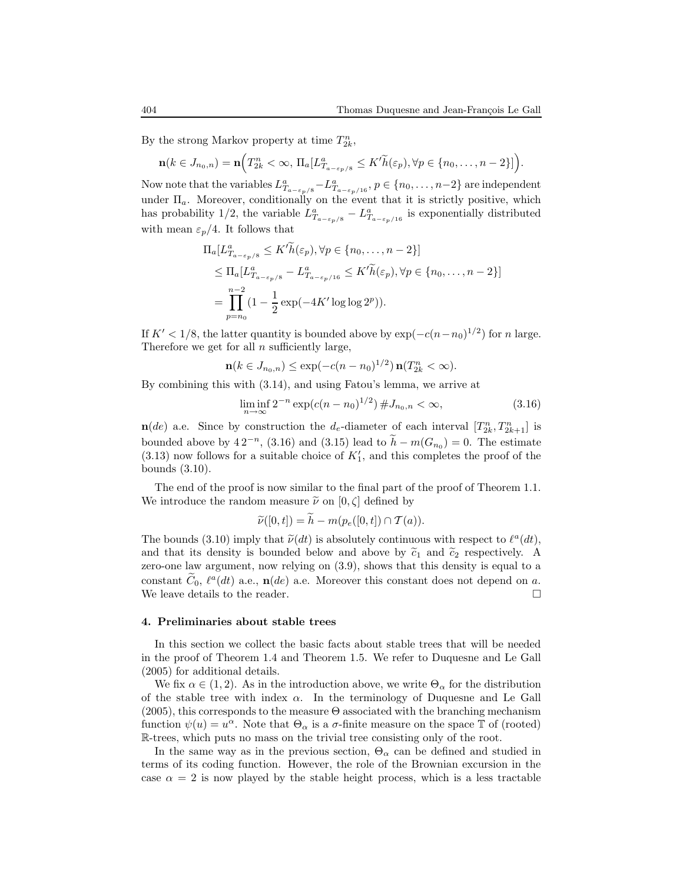By the strong Markov property at time $T^n_{2k}$,

$$\mathbf{n}(k \in J_{n_0,n}) = \mathbf{n}\Big(T^n_{2k} < \infty,\, \Pi_a[L^a_{T_{a-\varepsilon_p/8}} \leq K'\widetilde{h}(\varepsilon_p), \forall p \in \{n_0, \ldots, n-2\}]\Big).$$

Now note that the variables $L^a_{T_{a-\varepsilon_p/8}} - L^a_{T_{a-\varepsilon_p/16}}$, $p \in \{n_0, \ldots, n-2\}$ are independent under $\Pi_a$. Moreover, conditionally on the event that it is strictly positive, which has probability $1/2$, the variable $L^a_{T_{a-\varepsilon_p/8}} - L^a_{T_{a-\varepsilon_p/16}}$ is exponentially distributed with mean $\varepsilon_p/4$. It follows that

$$\begin{aligned}
&\Pi_a[L^a_{T_{a-\varepsilon_p/8}} \leq K'\widetilde{h}(\varepsilon_p), \forall p \in \{n_0, \ldots, n-2\}] \\
&\quad \leq \Pi_a[L^a_{T_{a-\varepsilon_p/8}} - L^a_{T_{a-\varepsilon_p/16}} \leq K'\widetilde{h}(\varepsilon_p), \forall p \in \{n_0, \ldots, n-2\}] \\
&\quad = \prod_{p=n_0}^{n-2} (1 - \frac{1}{2}\exp(-4K' \log\log 2^p)).
\end{aligned}$$

If $K' < 1/8$, the latter quantity is bounded above by $\exp(-c(n-n_0)^{1/2})$ for $n$ large. Therefore we get for all $n$ sufficiently large,

$$\mathbf{n}(k \in J_{n_0,n}) \leq \exp(-c(n-n_0)^{1/2})\, \mathbf{n}(T^n_{2k} < \infty).$$

By combining this with (3.14), and using Fatou's lemma, we arrive at

$$\liminf_{n\to\infty} 2^{-n} \exp(c(n-n_0)^{1/2})\, \# J_{n_0,n} < \infty, \tag{3.16}$$

$\mathbf{n}(de)$ a.e. Since by construction the $d_e$-diameter of each interval $[T^n_{2k}, T^n_{2k+1}]$ is bounded above by $4\,2^{-n}$, (3.16) and (3.15) lead to $\widetilde{h} - m(G_{n_0}) = 0$. The estimate (3.13) now follows for a suitable choice of $K'_1$, and this completes the proof of the bounds (3.10).

The end of the proof is now similar to the final part of the proof of Theorem 1.1. We introduce the random measure $\widetilde{\nu}$ on $[0,\zeta]$ defined by

$$\widetilde{\nu}([0,t]) = \widetilde{h} - m(p_e([0,t]) \cap \mathcal{T}(a)).$$

The bounds (3.10) imply that $\widetilde{\nu}(dt)$ is absolutely continuous with respect to $\ell^a(dt)$, and that its density is bounded below and above by $\widetilde{c}_1$ and $\widetilde{c}_2$ respectively. A zero-one law argument, now relying on (3.9), shows that this density is equal to a constant $\widetilde{C}_0$, $\ell^a(dt)$ a.e., $\mathbf{n}(de)$ a.e. Moreover this constant does not depend on $a$. We leave details to the reader. □

## 4. Preliminaries about stable trees

In this section we collect the basic facts about stable trees that will be needed in the proof of Theorem 1.4 and Theorem 1.5. We refer to Duquesne and Le Gall (2005) for additional details.

We fix $\alpha \in (1,2)$. As in the introduction above, we write $\Theta_\alpha$ for the distribution of the stable tree with index $\alpha$. In the terminology of Duquesne and Le Gall (2005), this corresponds to the measure $\Theta$ associated with the branching mechanism function $\psi(u) = u^\alpha$. Note that $\Theta_\alpha$ is a $\sigma$-finite measure on the space $\mathbb{T}$ of (rooted) $\mathbb{R}$-trees, which puts no mass on the trivial tree consisting only of the root.

In the same way as in the previous section, $\Theta_\alpha$ can be defined and studied in terms of its coding function. However, the role of the Brownian excursion in the case $\alpha = 2$ is now played by the stable height process, which is a less tractable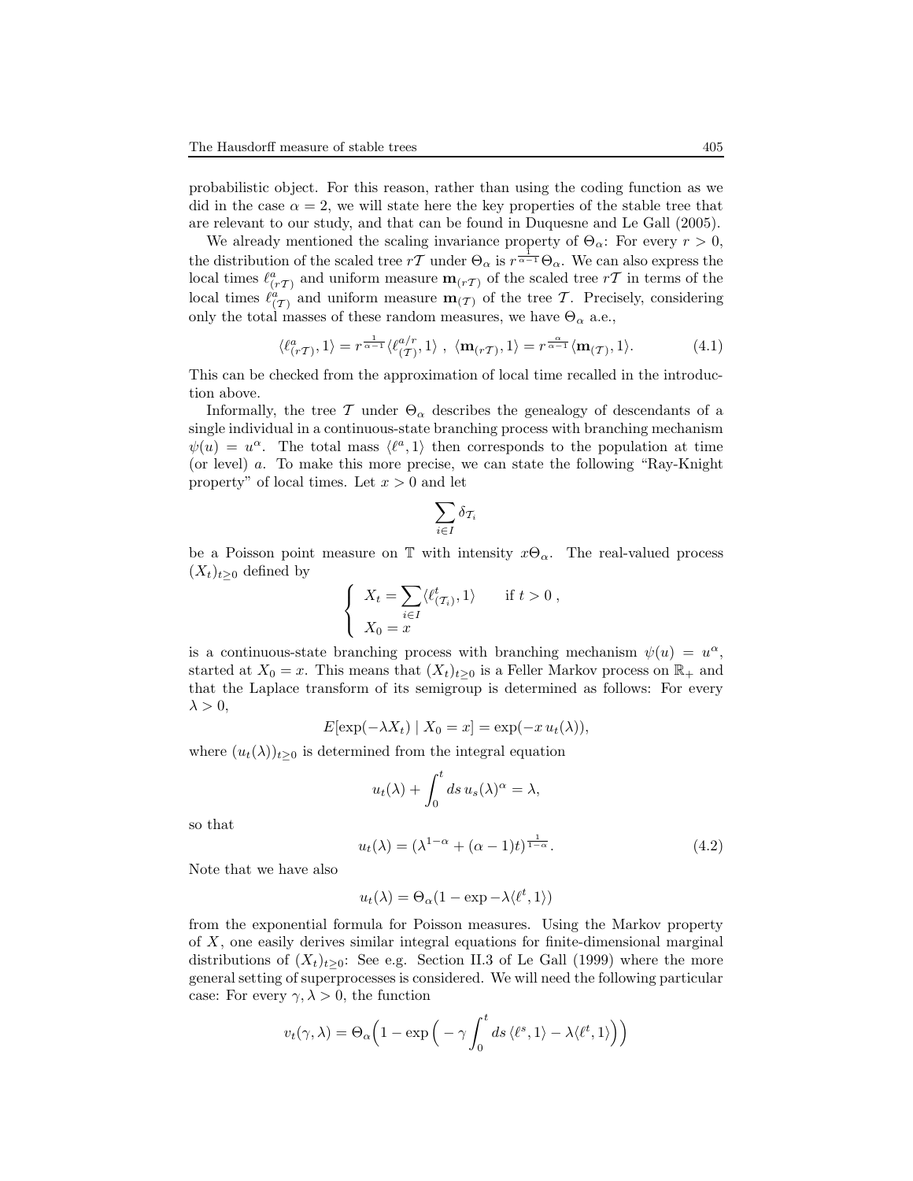probabilistic object. For this reason, rather than using the coding function as we did in the case $\alpha = 2$, we will state here the key properties of the stable tree that are relevant to our study, and that can be found in Duquesne and Le Gall (2005).

We already mentioned the scaling invariance property of $\Theta_\alpha$: For every $r > 0$, the distribution of the scaled tree $r\mathcal{T}$ under $\Theta_\alpha$ is $r^{\frac{1}{\alpha-1}}\Theta_\alpha$. We can also express the local times $\ell^a_{(r\mathcal{T})}$ and uniform measure $\mathbf{m}_{(r\mathcal{T})}$ of the scaled tree $r\mathcal{T}$ in terms of the local times $\ell^a_{(\mathcal{T})}$ and uniform measure $\mathbf{m}_{(\mathcal{T})}$ of the tree $\mathcal{T}$. Precisely, considering only the total masses of these random measures, we have $\Theta_\alpha$ a.e.,

$$\langle \ell^a_{(r\mathcal{T})}, 1\rangle = r^{\frac{1}{\alpha-1}}\langle \ell^{a/r}_{(\mathcal{T})}, 1\rangle \ , \ \langle \mathbf{m}_{(r\mathcal{T})}, 1\rangle = r^{\frac{\alpha}{\alpha-1}}\langle \mathbf{m}_{(\mathcal{T})}, 1\rangle. \tag{4.1}$$

This can be checked from the approximation of local time recalled in the introduction above.

Informally, the tree $\mathcal{T}$ under $\Theta_\alpha$ describes the genealogy of descendants of a single individual in a continuous-state branching process with branching mechanism $\psi(u) = u^\alpha$. The total mass $\langle \ell^a, 1\rangle$ then corresponds to the population at time (or level) $a$. To make this more precise, we can state the following "Ray-Knight property" of local times. Let $x > 0$ and let

$$\sum_{i\in I} \delta_{\mathcal{T}_i}$$

be a Poisson point measure on $\mathbb{T}$ with intensity $x\Theta_\alpha$. The real-valued process $(X_t)_{t\geq 0}$ defined by

$$\begin{cases} X_t = \displaystyle\sum_{i\in I}\langle \ell^t_{(\mathcal{T}_i)}, 1\rangle & \text{if } t > 0\ , \\ X_0 = x \end{cases}$$

is a continuous-state branching process with branching mechanism $\psi(u) = u^\alpha$, started at $X_0 = x$. This means that $(X_t)_{t\geq 0}$ is a Feller Markov process on $\mathbb{R}_+$ and that the Laplace transform of its semigroup is determined as follows: For every $\lambda > 0$,

$$E[\exp(-\lambda X_t) \mid X_0 = x] = \exp(-x\, u_t(\lambda)),$$

where $(u_t(\lambda))_{t\geq 0}$ is determined from the integral equation

$$u_t(\lambda) + \int_0^t ds\, u_s(\lambda)^\alpha = \lambda,$$

so that

$$u_t(\lambda) = (\lambda^{1-\alpha} + (\alpha-1)t)^{\frac{1}{1-\alpha}}. \tag{4.2}$$

Note that we have also

$$u_t(\lambda) = \Theta_\alpha(1 - \exp -\lambda\langle \ell^t, 1\rangle)$$

from the exponential formula for Poisson measures. Using the Markov property of $X$, one easily derives similar integral equations for finite-dimensional marginal distributions of $(X_t)_{t\geq 0}$: See e.g. Section II.3 of Le Gall (1999) where the more general setting of superprocesses is considered. We will need the following particular case: For every $\gamma, \lambda > 0$, the function

$$v_t(\gamma, \lambda) = \Theta_\alpha\Big(1 - \exp\Big(-\gamma\int_0^t ds\,\langle \ell^s, 1\rangle - \lambda\langle \ell^t, 1\rangle\Big)\Big)$$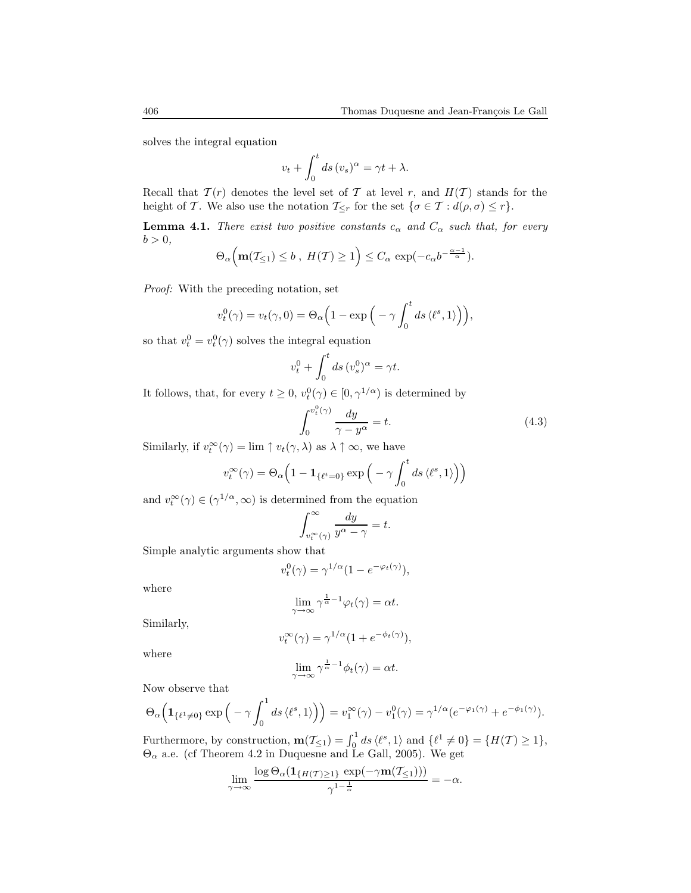solves the integral equation

$$v_t + \int_0^t ds\,(v_s)^\alpha = \gamma t + \lambda.$$

Recall that $\mathcal{T}(r)$ denotes the level set of $\mathcal{T}$ at level $r$, and $H(\mathcal{T})$ stands for the height of $\mathcal{T}$. We also use the notation $\mathcal{T}_{\leq r}$ for the set $\{\sigma \in \mathcal{T} : d(\rho, \sigma) \leq r\}$.

**Lemma 4.1.** *There exist two positive constants $c_\alpha$ and $C_\alpha$ such that, for every $b > 0$,*

$$\Theta_\alpha\Big(\mathbf{m}(\mathcal{T}_{\leq 1}) \leq b\ ,\ H(\mathcal{T}) \geq 1\Big) \leq C_\alpha \exp(-c_\alpha b^{-\frac{\alpha-1}{\alpha}}).$$

*Proof:* With the preceding notation, set

$$v_t^0(\gamma) = v_t(\gamma, 0) = \Theta_\alpha\Big(1 - \exp\Big(-\gamma \int_0^t ds\,\langle \ell^s, 1\rangle\Big)\Big),$$

so that $v_t^0 = v_t^0(\gamma)$ solves the integral equation

$$v_t^0 + \int_0^t ds\,(v_s^0)^\alpha = \gamma t.$$

It follows, that, for every $t \geq 0$, $v_t^0(\gamma) \in [0, \gamma^{1/\alpha})$ is determined by

$$\int_0^{v_t^0(\gamma)} \frac{dy}{\gamma - y^\alpha} = t. \tag{4.3}$$

Similarly, if $v_t^\infty(\gamma) = \lim \uparrow v_t(\gamma, \lambda)$ as $\lambda \uparrow \infty$, we have

$$v_t^\infty(\gamma) = \Theta_\alpha\Big(1 - \mathbf{1}_{\{\ell^t = 0\}} \exp\Big(-\gamma \int_0^t ds\,\langle \ell^s, 1\rangle\Big)\Big)$$

and $v_t^\infty(\gamma) \in (\gamma^{1/\alpha}, \infty)$ is determined from the equation

$$\int_{v_t^\infty(\gamma)}^\infty \frac{dy}{y^\alpha - \gamma} = t.$$

Simple analytic arguments show that

$$v_t^0(\gamma) = \gamma^{1/\alpha}(1 - e^{-\varphi_t(\gamma)}),$$

where

$$\lim_{\gamma \to \infty} \gamma^{\frac{1}{\alpha} - 1} \varphi_t(\gamma) = \alpha t.$$

Similarly,

$$v_t^\infty(\gamma) = \gamma^{1/\alpha}(1 + e^{-\phi_t(\gamma)}),$$

where

$$\lim_{\gamma \to \infty} \gamma^{\frac{1}{\alpha} - 1} \phi_t(\gamma) = \alpha t.$$

Now observe that

$$\Theta_\alpha\Big(\mathbf{1}_{\{\ell^1 \neq 0\}} \exp\Big(-\gamma \int_0^1 ds\,\langle \ell^s, 1\rangle\Big)\Big) = v_1^\infty(\gamma) - v_1^0(\gamma) = \gamma^{1/\alpha}(e^{-\varphi_1(\gamma)} + e^{-\phi_1(\gamma)}).$$

Furthermore, by construction, $\mathbf{m}(\mathcal{T}_{\leq 1}) = \int_0^1 ds\,\langle \ell^s, 1\rangle$ and $\{\ell^1 \neq 0\} = \{H(\mathcal{T}) \geq 1\}$, $\Theta_\alpha$ a.e. (cf Theorem 4.2 in Duquesne and Le Gall, 2005). We get

$$\lim_{\gamma \to \infty} \frac{\log \Theta_\alpha(\mathbf{1}_{\{H(\mathcal{T}) \geq 1\}} \exp(-\gamma \mathbf{m}(\mathcal{T}_{\leq 1})))}{\gamma^{1 - \frac{1}{\alpha}}} = -\alpha.$$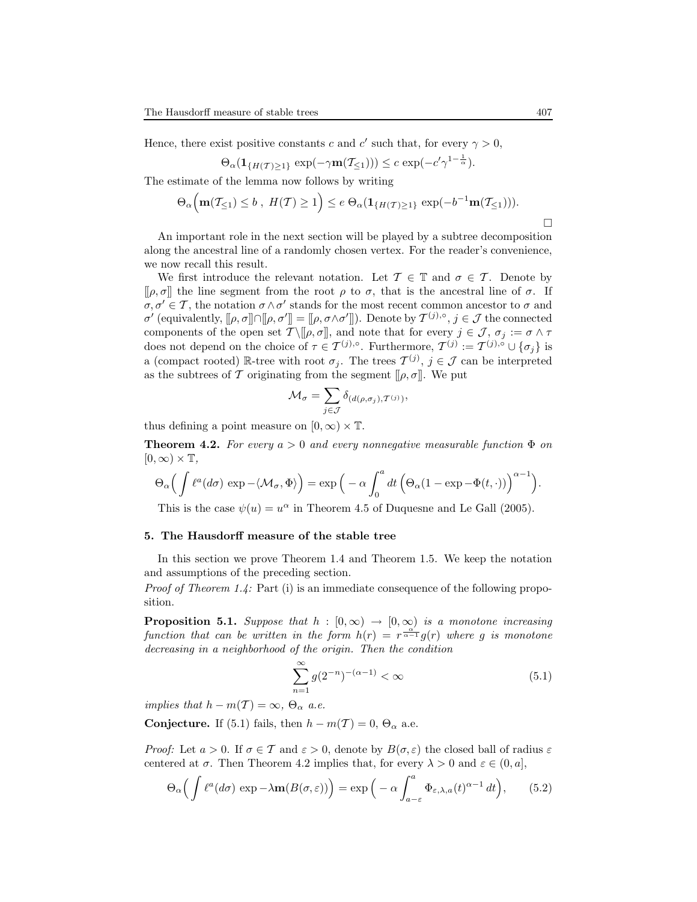Hence, there exist positive constants $c$ and $c'$ such that, for every $\gamma > 0$,

$$\Theta_\alpha(\mathbf{1}_{\{H(\mathcal{T})\geq 1\}} \exp(-\gamma \mathbf{m}(\mathcal{T}_{\leq 1}))) \leq c \exp(-c'\gamma^{1-\frac{1}{\alpha}}).$$

The estimate of the lemma now follows by writing

$$\Theta_\alpha\Big(\mathbf{m}(\mathcal{T}_{\leq 1}) \leq b \;,\; H(\mathcal{T}) \geq 1\Big) \leq e\; \Theta_\alpha(\mathbf{1}_{\{H(\mathcal{T})\geq 1\}} \exp(-b^{-1}\mathbf{m}(\mathcal{T}_{\leq 1}))).$$

□

An important role in the next section will be played by a subtree decomposition along the ancestral line of a randomly chosen vertex. For the reader's convenience, we now recall this result.

We first introduce the relevant notation. Let $\mathcal{T} \in \mathbb{T}$ and $\sigma \in \mathcal{T}$. Denote by $[\![\rho, \sigma]\!]$ the line segment from the root $\rho$ to $\sigma$, that is the ancestral line of $\sigma$. If $\sigma, \sigma' \in \mathcal{T}$, the notation $\sigma \wedge \sigma'$ stands for the most recent common ancestor to $\sigma$ and $\sigma'$ (equivalently, $[\![\rho, \sigma]\!] \cap [\![\rho, \sigma']\!] = [\![\rho, \sigma\wedge\sigma']\!]$). Denote by $\mathcal{T}^{(j),\circ}$, $j \in \mathcal{J}$ the connected components of the open set $\mathcal{T}\backslash[\![\rho, \sigma]\!]$, and note that for every $j \in \mathcal{J}$, $\sigma_j := \sigma \wedge \tau$ does not depend on the choice of $\tau \in \mathcal{T}^{(j),\circ}$. Furthermore, $\mathcal{T}^{(j)} := \mathcal{T}^{(j),\circ} \cup \{\sigma_j\}$ is a (compact rooted) $\mathbb{R}$-tree with root $\sigma_j$. The trees $\mathcal{T}^{(j)}$, $j \in \mathcal{J}$ can be interpreted as the subtrees of $\mathcal{T}$ originating from the segment $[\![\rho, \sigma]\!]$. We put

$$\mathcal{M}_\sigma = \sum_{j\in\mathcal{J}} \delta_{(d(\rho,\sigma_j),\mathcal{T}^{(j)})},$$

thus defining a point measure on $[0, \infty) \times \mathbb{T}$.

**Theorem 4.2.** *For every $a > 0$ and every nonnegative measurable function $\Phi$ on $[0, \infty) \times \mathbb{T}$,*

$$\Theta_\alpha\Big(\int \ell^a(d\sigma)\, \exp -\langle \mathcal{M}_\sigma, \Phi\rangle\Big) = \exp\Big(-\alpha \int_0^a dt\, \Big(\Theta_\alpha(1 - \exp -\Phi(t, \cdot))\Big)^{\alpha-1}\Big).$$

This is the case $\psi(u) = u^\alpha$ in Theorem 4.5 of Duquesne and Le Gall (2005).

## 5. The Hausdorff measure of the stable tree

In this section we prove Theorem 1.4 and Theorem 1.5. We keep the notation and assumptions of the preceding section.

*Proof of Theorem 1.4:* Part (i) is an immediate consequence of the following proposition.

**Proposition 5.1.** *Suppose that $h : [0, \infty) \to [0, \infty)$ is a monotone increasing function that can be written in the form $h(r) = r^{\frac{\alpha}{\alpha-1}} g(r)$ where $g$ is monotone decreasing in a neighborhood of the origin. Then the condition*

$$\sum_{n=1}^{\infty} g(2^{-n})^{-(\alpha-1)} < \infty \tag{5.1}$$

*implies that $h - m(\mathcal{T}) = \infty$, $\Theta_\alpha$ a.e.*

**Conjecture.** If (5.1) fails, then $h - m(\mathcal{T}) = 0$, $\Theta_\alpha$ a.e.

*Proof:* Let $a > 0$. If $\sigma \in \mathcal{T}$ and $\varepsilon > 0$, denote by $B(\sigma, \varepsilon)$ the closed ball of radius $\varepsilon$ centered at $\sigma$. Then Theorem 4.2 implies that, for every $\lambda > 0$ and $\varepsilon \in (0, a]$,

$$\Theta_\alpha\Big(\int \ell^a(d\sigma)\, \exp -\lambda \mathbf{m}(B(\sigma, \varepsilon))\Big) = \exp\Big(-\alpha \int_{a-\varepsilon}^{a} \Phi_{\varepsilon,\lambda,a}(t)^{\alpha-1}\, dt\Big), \tag{5.2}$$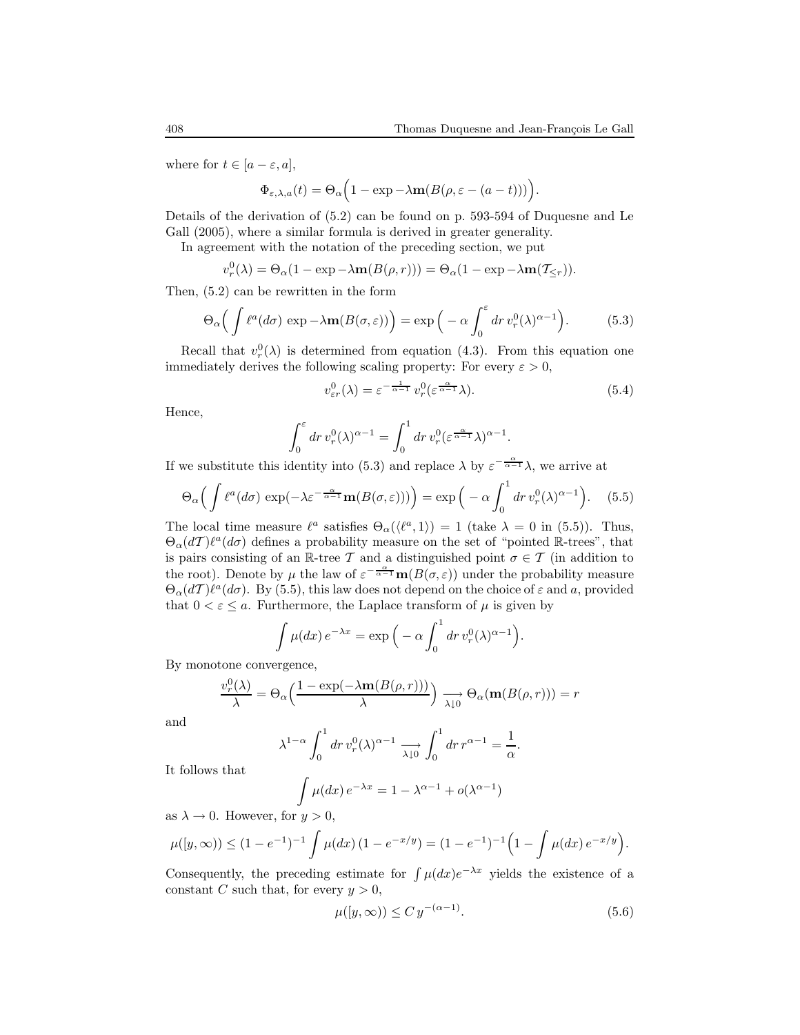where for $t \in [a-\varepsilon, a]$,

$$\Phi_{\varepsilon,\lambda,a}(t) = \Theta_\alpha\Big(1 - \exp -\lambda \mathbf{m}(B(\rho, \varepsilon - (a-t)))\Big).$$

Details of the derivation of (5.2) can be found on p. 593-594 of Duquesne and Le Gall (2005), where a similar formula is derived in greater generality.

In agreement with the notation of the preceding section, we put

$$v_r^0(\lambda) = \Theta_\alpha(1 - \exp -\lambda \mathbf{m}(B(\rho, r))) = \Theta_\alpha(1 - \exp -\lambda \mathbf{m}(\mathcal{T}_{\leq r})).$$

Then, (5.2) can be rewritten in the form

$$\Theta_\alpha\Big( \int \ell^a(d\sigma)\, \exp -\lambda \mathbf{m}(B(\sigma, \varepsilon))\Big) = \exp\Big( -\alpha \int_0^\varepsilon dr\, v_r^0(\lambda)^{\alpha-1}\Big). \tag{5.3}$$

Recall that $v_r^0(\lambda)$ is determined from equation (4.3). From this equation one immediately derives the following scaling property: For every $\varepsilon > 0$,

$$v_{\varepsilon r}^0(\lambda) = \varepsilon^{-\frac{1}{\alpha-1}}\, v_r^0(\varepsilon^{\frac{\alpha}{\alpha-1}}\lambda). \tag{5.4}$$

Hence,

$$\int_0^\varepsilon dr\, v_r^0(\lambda)^{\alpha-1} = \int_0^1 dr\, v_r^0(\varepsilon^{\frac{\alpha}{\alpha-1}}\lambda)^{\alpha-1}.$$

If we substitute this identity into (5.3) and replace $\lambda$ by $\varepsilon^{-\frac{\alpha}{\alpha-1}}\lambda$, we arrive at

$$\Theta_\alpha\Big( \int \ell^a(d\sigma)\, \exp(-\lambda \varepsilon^{-\frac{\alpha}{\alpha-1}} \mathbf{m}(B(\sigma, \varepsilon)))\Big) = \exp\Big( -\alpha \int_0^1 dr\, v_r^0(\lambda)^{\alpha-1}\Big). \tag{5.5}$$

The local time measure $\ell^a$ satisfies $\Theta_\alpha(\langle \ell^a, 1\rangle) = 1$ (take $\lambda = 0$ in (5.5)). Thus, $\Theta_\alpha(d\mathcal{T})\ell^a(d\sigma)$ defines a probability measure on the set of "pointed $\mathbb{R}$-trees", that is pairs consisting of an $\mathbb{R}$-tree $\mathcal{T}$ and a distinguished point $\sigma \in \mathcal{T}$ (in addition to the root). Denote by $\mu$ the law of $\varepsilon^{-\frac{\alpha}{\alpha-1}}\mathbf{m}(B(\sigma, \varepsilon))$ under the probability measure $\Theta_\alpha(d\mathcal{T})\ell^a(d\sigma)$. By (5.5), this law does not depend on the choice of $\varepsilon$ and $a$, provided that $0 < \varepsilon \leq a$. Furthermore, the Laplace transform of $\mu$ is given by

$$\int \mu(dx)\, e^{-\lambda x} = \exp\Big( -\alpha \int_0^1 dr\, v_r^0(\lambda)^{\alpha-1}\Big).$$

By monotone convergence,

$$\frac{v_r^0(\lambda)}{\lambda} = \Theta_\alpha\Big(\frac{1 - \exp(-\lambda \mathbf{m}(B(\rho, r)))}{\lambda}\Big) \underset{\lambda \downarrow 0}{\longrightarrow} \Theta_\alpha(\mathbf{m}(B(\rho, r))) = r$$

and

$$\lambda^{1-\alpha} \int_0^1 dr\, v_r^0(\lambda)^{\alpha-1} \underset{\lambda \downarrow 0}{\longrightarrow} \int_0^1 dr\, r^{\alpha-1} = \frac{1}{\alpha}.$$

It follows that

$$\int \mu(dx)\, e^{-\lambda x} = 1 - \lambda^{\alpha-1} + o(\lambda^{\alpha-1})$$

as $\lambda \to 0$. However, for $y > 0$,

$$\mu([y, \infty)) \leq (1 - e^{-1})^{-1} \int \mu(dx)\, (1 - e^{-x/y}) = (1 - e^{-1})^{-1}\Big(1 - \int \mu(dx)\, e^{-x/y}\Big).$$

Consequently, the preceding estimate for $\int \mu(dx) e^{-\lambda x}$ yields the existence of a constant $C$ such that, for every $y > 0$,

$$\mu([y, \infty)) \leq C\, y^{-(\alpha-1)}. \tag{5.6}$$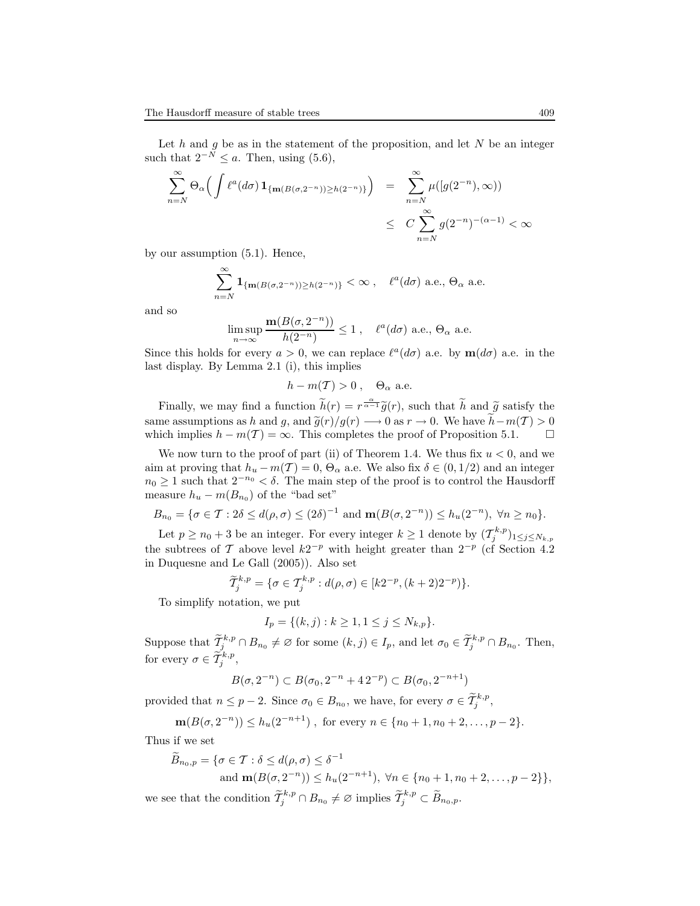Let $h$ and $g$ be as in the statement of the proposition, and let $N$ be an integer such that $2^{-N} \leq a$. Then, using (5.6),

$$\begin{aligned} \sum_{n=N}^{\infty} \Theta_\alpha\Big( \int \ell^a(d\sigma)\, \mathbf{1}_{\{\mathbf{m}(B(\sigma,2^{-n}))\geq h(2^{-n})\}}\Big) &= \sum_{n=N}^{\infty} \mu([g(2^{-n}),\infty)) \\ &\leq C \sum_{n=N}^{\infty} g(2^{-n})^{-(\alpha-1)} < \infty \end{aligned}$$

by our assumption (5.1). Hence,

$$\sum_{n=N}^{\infty} \mathbf{1}_{\{\mathbf{m}(B(\sigma,2^{-n}))\geq h(2^{-n})\}} < \infty\ , \quad \ell^a(d\sigma) \text{ a.e., } \Theta_\alpha \text{ a.e.}$$

and so

$$\limsup_{n\to\infty} \frac{\mathbf{m}(B(\sigma,2^{-n}))}{h(2^{-n})} \leq 1\ , \quad \ell^a(d\sigma) \text{ a.e., } \Theta_\alpha \text{ a.e.}$$

Since this holds for every $a>0$, we can replace $\ell^a(d\sigma)$ a.e. by $\mathbf{m}(d\sigma)$ a.e. in the last display. By Lemma 2.1 (i), this implies

$$h - m(\mathcal{T}) > 0\ , \quad \Theta_\alpha \text{ a.e.}$$

Finally, we may find a function $\widetilde{h}(r) = r^{\frac{\alpha}{\alpha-1}}\widetilde{g}(r)$, such that $\widetilde{h}$ and $\widetilde{g}$ satisfy the same assumptions as $h$ and $g$, and $\widetilde{g}(r)/g(r) \longrightarrow 0$ as $r\to 0$. We have $\widetilde{h} - m(\mathcal{T}) > 0$ which implies $h - m(\mathcal{T}) = \infty$. This completes the proof of Proposition 5.1. $\square$

We now turn to the proof of part (ii) of Theorem 1.4. We thus fix $u<0$, and we aim at proving that $h_u - m(\mathcal{T}) = 0$, $\Theta_\alpha$ a.e. We also fix $\delta \in (0,1/2)$ and an integer $n_0 \geq 1$ such that $2^{-n_0} < \delta$. The main step of the proof is to control the Hausdorff measure $h_u - m(B_{n_0})$ of the "bad set"

$$B_{n_0} = \{\sigma \in \mathcal{T} : 2\delta \leq d(\rho,\sigma) \leq (2\delta)^{-1} \text{ and } \mathbf{m}(B(\sigma,2^{-n})) \leq h_u(2^{-n}),\ \forall n \geq n_0\}.$$

Let $p \geq n_0+3$ be an integer. For every integer $k\geq 1$ denote by $(\mathcal{T}_j^{k,p})_{1\leq j\leq N_{k,p}}$ the subtrees of $\mathcal{T}$ above level $k2^{-p}$ with height greater than $2^{-p}$ (cf Section 4.2 in Duquesne and Le Gall (2005)). Also set

$$\widetilde{\mathcal{T}}_j^{k,p} = \{\sigma \in \mathcal{T}_j^{k,p} : d(\rho,\sigma) \in [k2^{-p},(k+2)2^{-p})\}.$$

To simplify notation, we put

$$I_p = \{(k,j) : k \geq 1, 1 \leq j \leq N_{k,p}\}.$$

Suppose that $\widetilde{\mathcal{T}}_j^{k,p} \cap B_{n_0} \neq \varnothing$ for some $(k,j) \in I_p$, and let $\sigma_0 \in \widetilde{\mathcal{T}}_j^{k,p} \cap B_{n_0}$. Then, for every $\sigma \in \widetilde{\mathcal{T}}_j^{k,p}$,

$$B(\sigma,2^{-n}) \subset B(\sigma_0, 2^{-n} + 4\,2^{-p}) \subset B(\sigma_0, 2^{-n+1})$$

provided that $n \leq p-2$. Since $\sigma_0 \in B_{n_0}$, we have, for every $\sigma \in \widetilde{\mathcal{T}}_j^{k,p}$,

$$\mathbf{m}(B(\sigma,2^{-n})) \leq h_u(2^{-n+1})\ , \text{ for every } n \in \{n_0+1, n_0+2, \ldots, p-2\}.$$

Thus if we set

$$\begin{aligned} \widetilde{B}_{n_0,p} = \{\sigma \in \mathcal{T} : \delta \leq d(\rho,\sigma) \leq \delta^{-1} \\ \text{and } \mathbf{m}(B(\sigma,2^{-n})) \leq h_u(2^{-n+1}),\ \forall n \in \{n_0+1, n_0+2,\ldots,p-2\}\}, \end{aligned}$$

we see that the condition $\widetilde{\mathcal{T}}_j^{k,p} \cap B_{n_0} \neq \varnothing$ implies $\widetilde{\mathcal{T}}_j^{k,p} \subset \widetilde{B}_{n_0,p}$.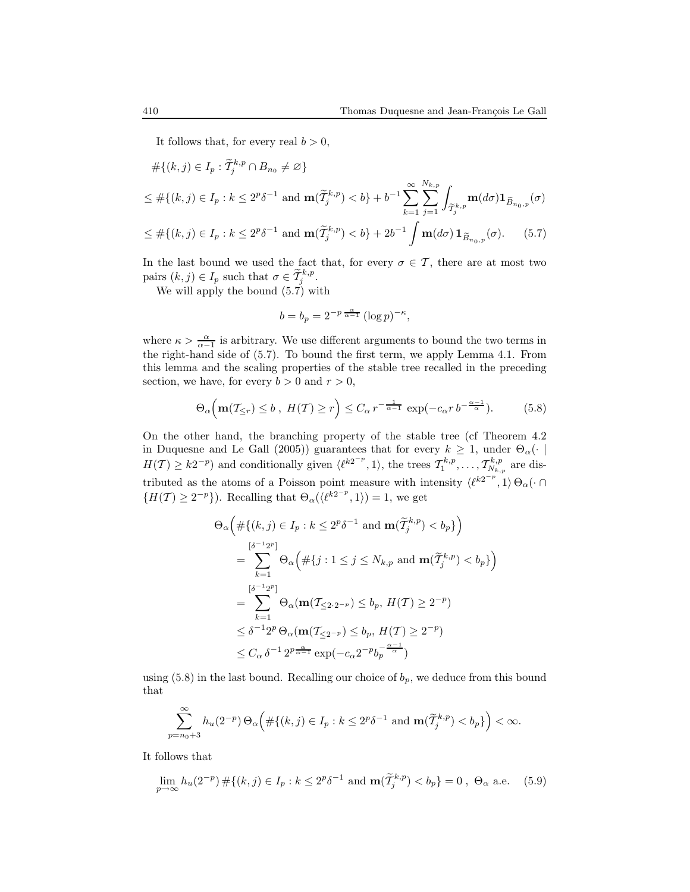It follows that, for every real $b > 0$,

$$
\begin{aligned}
&\#\{(k,j) \in I_p : \widetilde{\mathcal{T}}_j^{k,p} \cap B_{n_0} \neq \varnothing\} \\
&\leq \#\{(k,j) \in I_p : k \leq 2^p \delta^{-1} \text{ and } \mathbf{m}(\widetilde{\mathcal{T}}_j^{k,p}) < b\} + b^{-1} \sum_{k=1}^{\infty} \sum_{j=1}^{N_{k,p}} \int_{\widetilde{\mathcal{T}}_j^{k,p}} \mathbf{m}(d\sigma) \mathbf{1}_{\widetilde{B}_{n_0,p}}(\sigma) \\
&\leq \#\{(k,j) \in I_p : k \leq 2^p \delta^{-1} \text{ and } \mathbf{m}(\widetilde{\mathcal{T}}_j^{k,p}) < b\} + 2b^{-1} \int \mathbf{m}(d\sigma)\, \mathbf{1}_{\widetilde{B}_{n_0,p}}(\sigma). \qquad (5.7)
\end{aligned}
$$

In the last bound we used the fact that, for every $\sigma \in \mathcal{T}$, there are at most two pairs $(k,j) \in I_p$ such that $\sigma \in \widetilde{\mathcal{T}}_j^{k,p}$.

We will apply the bound (5.7) with

$$
b = b_p = 2^{-p\,\frac{\alpha}{\alpha-1}} (\log p)^{-\kappa},
$$

where $\kappa > \frac{\alpha}{\alpha-1}$ is arbitrary. We use different arguments to bound the two terms in the right-hand side of (5.7). To bound the first term, we apply Lemma 4.1. From this lemma and the scaling properties of the stable tree recalled in the preceding section, we have, for every $b > 0$ and $r > 0$,

$$
\Theta_\alpha\Big(\mathbf{m}(\mathcal{T}_{\leq r}) \leq b\,,\ H(\mathcal{T}) \geq r\Big) \leq C_\alpha\, r^{-\frac{1}{\alpha-1}}\, \exp(-c_\alpha r\, b^{-\frac{\alpha-1}{\alpha}}). \qquad (5.8)
$$

On the other hand, the branching property of the stable tree (cf Theorem 4.2 in Duquesne and Le Gall (2005)) guarantees that for every $k \geq 1$, under $\Theta_\alpha(\cdot \mid H(\mathcal{T}) \geq k2^{-p})$ and conditionally given $\langle \ell^{k2^{-p}}, 1\rangle$, the trees $\mathcal{T}_1^{k,p}, \ldots, \mathcal{T}_{N_{k,p}}^{k,p}$ are distributed as the atoms of a Poisson point measure with intensity $\langle \ell^{k2^{-p}}, 1\rangle\, \Theta_\alpha(\cdot \cap \{H(\mathcal{T}) \geq 2^{-p}\})$. Recalling that $\Theta_\alpha(\langle \ell^{k2^{-p}}, 1\rangle) = 1$, we get

$$
\begin{aligned}
\Theta_\alpha&\Big(\#\{(k,j) \in I_p : k \leq 2^p \delta^{-1} \text{ and } \mathbf{m}(\widetilde{\mathcal{T}}_j^{k,p}) < b_p\}\Big) \\
&= \sum_{k=1}^{[\delta^{-1}2^p]} \Theta_\alpha\Big(\#\{j : 1 \leq j \leq N_{k,p} \text{ and } \mathbf{m}(\widetilde{\mathcal{T}}_j^{k,p}) < b_p\}\Big) \\
&= \sum_{k=1}^{[\delta^{-1}2^p]} \Theta_\alpha(\mathbf{m}(\mathcal{T}_{\leq 2\cdot 2^{-p}}) \leq b_p,\ H(\mathcal{T}) \geq 2^{-p}) \\
&\leq \delta^{-1} 2^p\, \Theta_\alpha(\mathbf{m}(\mathcal{T}_{\leq 2^{-p}}) \leq b_p,\ H(\mathcal{T}) \geq 2^{-p}) \\
&\leq C_\alpha\, \delta^{-1}\, 2^{p\frac{\alpha}{\alpha-1}} \exp(-c_\alpha 2^{-p} b_p^{-\frac{\alpha-1}{\alpha}})
\end{aligned}
$$

using (5.8) in the last bound. Recalling our choice of $b_p$, we deduce from this bound that

$$
\sum_{p=n_0+3}^{\infty} h_u(2^{-p})\, \Theta_\alpha\Big(\#\{(k,j) \in I_p : k \leq 2^p \delta^{-1} \text{ and } \mathbf{m}(\widetilde{\mathcal{T}}_j^{k,p}) < b_p\}\Big) < \infty.
$$

It follows that

$$
\lim_{p\to\infty} h_u(2^{-p})\, \#\{(k,j) \in I_p : k \leq 2^p \delta^{-1} \text{ and } \mathbf{m}(\widetilde{\mathcal{T}}_j^{k,p}) < b_p\} = 0\,,\ \Theta_\alpha \text{ a.e.} \qquad (5.9)
$$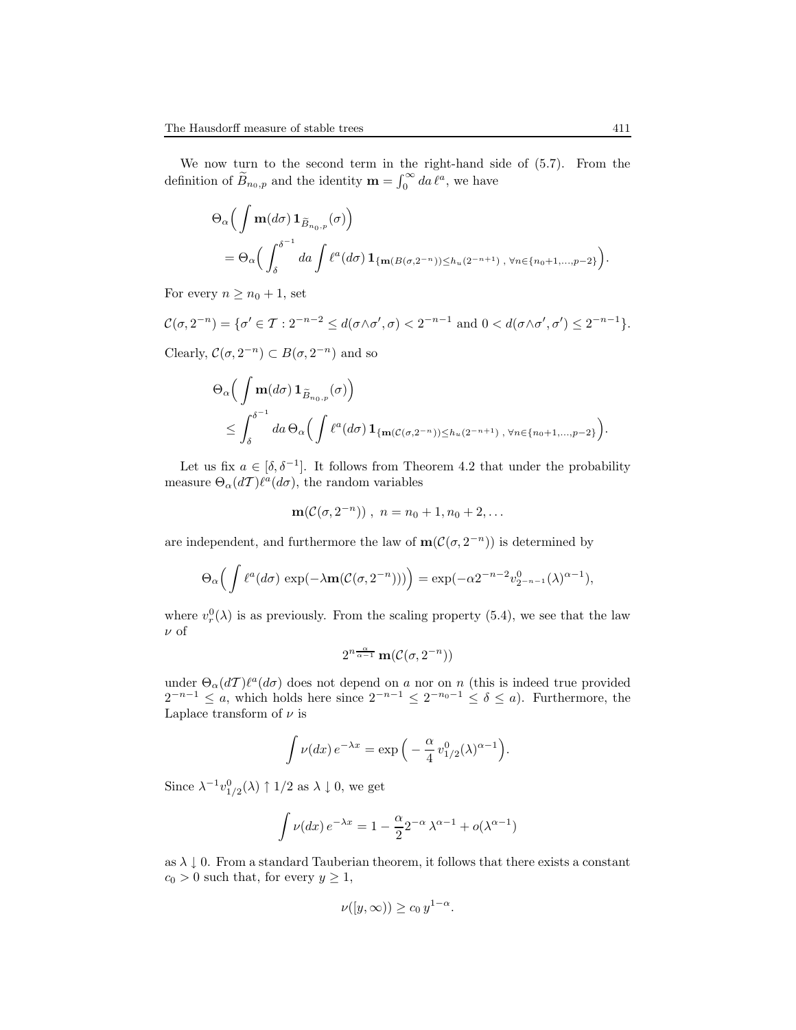We now turn to the second term in the right-hand side of (5.7). From the definition of $\widetilde{B}_{n_0,p}$ and the identity $\mathbf{m} = \int_0^\infty da\, \ell^a$, we have

$$\Theta_\alpha\Big( \int \mathbf{m}(d\sigma)\, \mathbf{1}_{\widetilde{B}_{n_0,p}}(\sigma)\Big)$$
$$= \Theta_\alpha\Big( \int_\delta^{\delta^{-1}} da \int \ell^a(d\sigma)\, \mathbf{1}_{\{\mathbf{m}(B(\sigma,2^{-n}))\leq h_u(2^{-n+1})\;,\;\forall n\in\{n_0+1,\ldots,p-2\}\}}\Big).$$

For every $n \geq n_0+1$, set

$$\mathcal{C}(\sigma,2^{-n}) = \{\sigma' \in \mathcal{T} : 2^{-n-2} \leq d(\sigma\wedge\sigma',\sigma) < 2^{-n-1} \text{ and } 0 < d(\sigma\wedge\sigma',\sigma') \leq 2^{-n-1}\}.$$

Clearly, $\mathcal{C}(\sigma,2^{-n}) \subset B(\sigma,2^{-n})$ and so

$$\Theta_\alpha\Big( \int \mathbf{m}(d\sigma)\, \mathbf{1}_{\widetilde{B}_{n_0,p}}(\sigma)\Big)$$
$$\leq \int_\delta^{\delta^{-1}} da\, \Theta_\alpha\Big( \int \ell^a(d\sigma)\, \mathbf{1}_{\{\mathbf{m}(\mathcal{C}(\sigma,2^{-n}))\leq h_u(2^{-n+1})\;,\;\forall n\in\{n_0+1,\ldots,p-2\}\}}\Big).$$

Let us fix $a \in [\delta,\delta^{-1}]$. It follows from Theorem 4.2 that under the probability measure $\Theta_\alpha(d\mathcal{T})\ell^a(d\sigma)$, the random variables

$$\mathbf{m}(\mathcal{C}(\sigma,2^{-n}))\;,\; n = n_0+1, n_0+2,\ldots$$

are independent, and furthermore the law of $\mathbf{m}(\mathcal{C}(\sigma,2^{-n}))$ is determined by

$$\Theta_\alpha\Big( \int \ell^a(d\sigma)\, \exp(-\lambda \mathbf{m}(\mathcal{C}(\sigma,2^{-n})))\Big) = \exp(-\alpha 2^{-n-2} v^0_{2^{-n-1}}(\lambda)^{\alpha-1}),$$

where $v^0_r(\lambda)$ is as previously. From the scaling property (5.4), we see that the law $\nu$ of

$$2^{n\frac{\alpha}{\alpha-1}}\, \mathbf{m}(\mathcal{C}(\sigma,2^{-n}))$$

under $\Theta_\alpha(d\mathcal{T})\ell^a(d\sigma)$ does not depend on $a$ nor on $n$ (this is indeed true provided $2^{-n-1} \leq a$, which holds here since $2^{-n-1} \leq 2^{-n_0-1} \leq \delta \leq a$). Furthermore, the Laplace transform of $\nu$ is

$$\int \nu(dx)\, e^{-\lambda x} = \exp\Big( -\frac{\alpha}{4}\, v^0_{1/2}(\lambda)^{\alpha-1}\Big).$$

Since $\lambda^{-1} v^0_{1/2}(\lambda) \uparrow 1/2$ as $\lambda \downarrow 0$, we get

$$\int \nu(dx)\, e^{-\lambda x} = 1 - \frac{\alpha}{2} 2^{-\alpha}\, \lambda^{\alpha-1} + o(\lambda^{\alpha-1})$$

as $\lambda \downarrow 0$. From a standard Tauberian theorem, it follows that there exists a constant $c_0 > 0$ such that, for every $y \geq 1$,

$$\nu([y,\infty)) \geq c_0\, y^{1-\alpha}.$$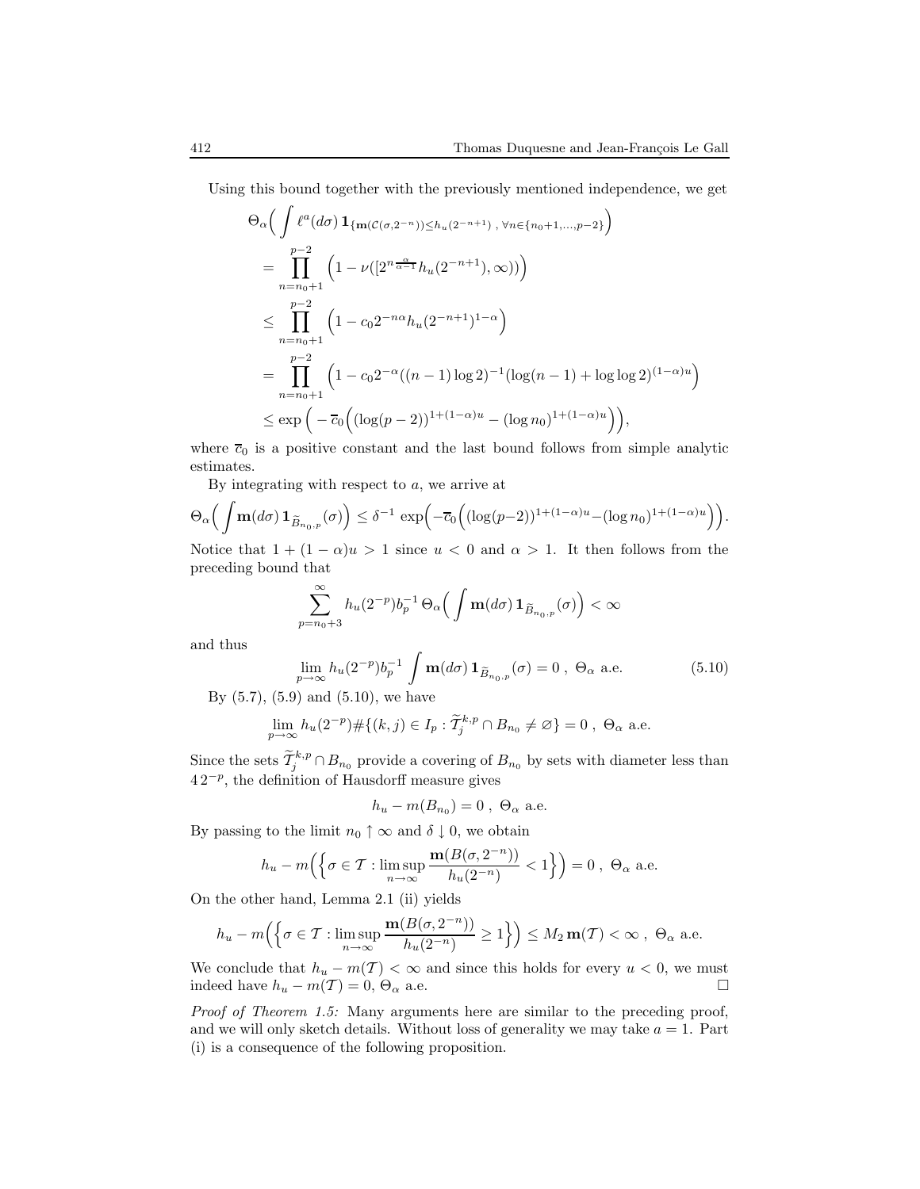Using this bound together with the previously mentioned independence, we get

$$
\begin{aligned}
&\Theta_\alpha\Big( \int \ell^a(d\sigma)\, \mathbf{1}_{\{\mathbf{m}(\mathcal{C}(\sigma,2^{-n}))\leq h_u(2^{-n+1})\ ,\ \forall n\in\{n_0+1,\dots,p-2\}}\Big) \\
&= \prod_{n=n_0+1}^{p-2} \Big(1-\nu([2^{n\frac{\alpha}{\alpha-1}}h_u(2^{-n+1}),\infty))\Big) \\
&\leq \prod_{n=n_0+1}^{p-2} \Big(1-c_0 2^{-n\alpha}h_u(2^{-n+1})^{1-\alpha}\Big) \\
&= \prod_{n=n_0+1}^{p-2} \Big(1-c_0 2^{-\alpha}((n-1)\log 2)^{-1}(\log(n-1)+\log\log 2)^{(1-\alpha)u}\Big) \\
&\leq \exp\Big(-\overline{c}_0\Big((\log(p-2))^{1+(1-\alpha)u}-(\log n_0)^{1+(1-\alpha)u}\Big)\Big),
\end{aligned}
$$

where $\overline{c}_0$ is a positive constant and the last bound follows from simple analytic estimates.

By integrating with respect to $a$, we arrive at

$$
\Theta_\alpha\Big(\int \mathbf{m}(d\sigma)\,\mathbf{1}_{\widetilde{B}_{n_0,p}}(\sigma)\Big) \leq \delta^{-1}\exp\Big(-\overline{c}_0\Big((\log(p-2))^{1+(1-\alpha)u}-(\log n_0)^{1+(1-\alpha)u}\Big)\Big).
$$

Notice that $1+(1-\alpha)u>1$ since $u<0$ and $\alpha>1$. It then follows from the preceding bound that

$$
\sum_{p=n_0+3}^{\infty} h_u(2^{-p})b_p^{-1}\,\Theta_\alpha\Big(\int \mathbf{m}(d\sigma)\,\mathbf{1}_{\widetilde{B}_{n_0,p}}(\sigma)\Big)<\infty
$$

and thus

$$
\lim_{p\to\infty} h_u(2^{-p})b_p^{-1}\int \mathbf{m}(d\sigma)\,\mathbf{1}_{\widetilde{B}_{n_0,p}}(\sigma)=0\ ,\ \Theta_\alpha \text{ a.e.} \tag{5.10}
$$

By (5.7), (5.9) and (5.10), we have

$$
\lim_{p\to\infty} h_u(2^{-p})\#\{(k,j)\in I_p : \widetilde{\mathcal{T}}_j^{k,p}\cap B_{n_0}\neq\varnothing\}=0\ ,\ \Theta_\alpha \text{ a.e.}
$$

Since the sets $\widetilde{\mathcal{T}}_j^{k,p}\cap B_{n_0}$ provide a covering of $B_{n_0}$ by sets with diameter less than $4\,2^{-p}$, the definition of Hausdorff measure gives

$$
h_u-m(B_{n_0})=0\ ,\ \Theta_\alpha \text{ a.e.}
$$

By passing to the limit $n_0\uparrow\infty$ and $\delta\downarrow 0$, we obtain

$$
h_u-m\Big(\Big\{\sigma\in\mathcal{T} : \limsup_{n\to\infty}\frac{\mathbf{m}(B(\sigma,2^{-n}))}{h_u(2^{-n})}<1\Big\}\Big)=0\ ,\ \Theta_\alpha \text{ a.e.}
$$

On the other hand, Lemma 2.1 (ii) yields

$$
h_u-m\Big(\Big\{\sigma\in\mathcal{T} : \limsup_{n\to\infty}\frac{\mathbf{m}(B(\sigma,2^{-n}))}{h_u(2^{-n})}\geq 1\Big\}\Big)\leq M_2\,\mathbf{m}(\mathcal{T})<\infty\ ,\ \Theta_\alpha \text{ a.e.}
$$

We conclude that $h_u-m(\mathcal{T})<\infty$ and since this holds for every $u<0$, we must indeed have $h_u-m(\mathcal{T})=0$, $\Theta_\alpha$ a.e. □

*Proof of Theorem 1.5:* Many arguments here are similar to the preceding proof, and we will only sketch details. Without loss of generality we may take $a=1$. Part (i) is a consequence of the following proposition.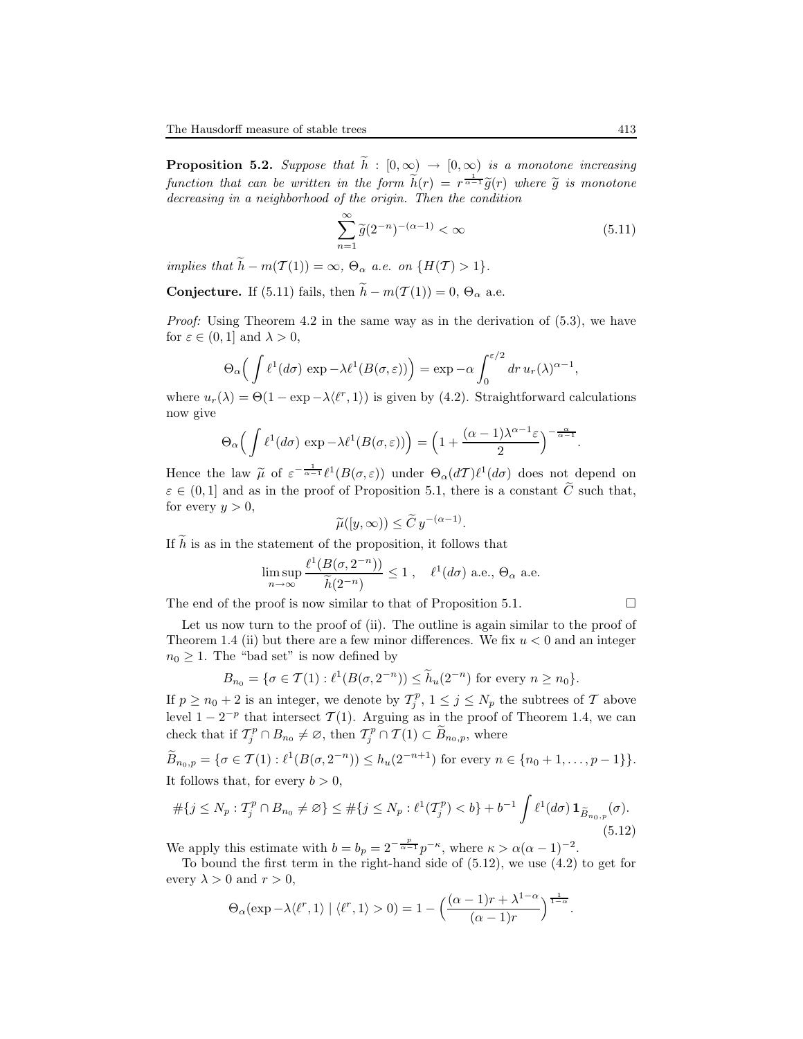**Proposition 5.2.** *Suppose that $\widetilde{h} : [0,\infty) \to [0,\infty)$ is a monotone increasing function that can be written in the form $\widetilde{h}(r) = r^{\frac{1}{\alpha-1}}\widetilde{g}(r)$ where $\widetilde{g}$ is monotone decreasing in a neighborhood of the origin. Then the condition*

$$\sum_{n=1}^{\infty} \widetilde{g}(2^{-n})^{-(\alpha-1)} < \infty \tag{5.11}$$

*implies that $\widetilde{h} - m(\mathcal{T}(1)) = \infty$, $\Theta_\alpha$ a.e. on $\{H(\mathcal{T}) > 1\}$.*

**Conjecture.** If (5.11) fails, then $\widetilde{h} - m(\mathcal{T}(1)) = 0$, $\Theta_\alpha$ a.e.

*Proof:* Using Theorem 4.2 in the same way as in the derivation of (5.3), we have for $\varepsilon \in (0,1]$ and $\lambda > 0$,

$$\Theta_\alpha\Big(\int \ell^1(d\sigma)\, \exp -\lambda \ell^1(B(\sigma,\varepsilon))\Big) = \exp -\alpha \int_0^{\varepsilon/2} dr\, u_r(\lambda)^{\alpha-1},$$

where $u_r(\lambda) = \Theta(1 - \exp -\lambda\langle \ell^r, 1\rangle)$ is given by (4.2). Straightforward calculations now give

$$\Theta_\alpha\Big(\int \ell^1(d\sigma)\, \exp -\lambda \ell^1(B(\sigma,\varepsilon))\Big) = \Big(1 + \frac{(\alpha-1)\lambda^{\alpha-1}\varepsilon}{2}\Big)^{-\frac{\alpha}{\alpha-1}}.$$

Hence the law $\widetilde{\mu}$ of $\varepsilon^{-\frac{1}{\alpha-1}}\ell^1(B(\sigma,\varepsilon))$ under $\Theta_\alpha(d\mathcal{T})\ell^1(d\sigma)$ does not depend on $\varepsilon \in (0,1]$ and as in the proof of Proposition 5.1, there is a constant $\widetilde{C}$ such that, for every $y > 0$,

$$\widetilde{\mu}([y,\infty)) \le \widetilde{C}\, y^{-(\alpha-1)}.$$

If $\widetilde{h}$ is as in the statement of the proposition, it follows that

$$\limsup_{n\to\infty} \frac{\ell^1(B(\sigma,2^{-n}))}{\widetilde{h}(2^{-n})} \le 1\,, \quad \ell^1(d\sigma) \text{ a.e., } \Theta_\alpha \text{ a.e.}$$

The end of the proof is now similar to that of Proposition 5.1. $\square$

Let us now turn to the proof of (ii). The outline is again similar to the proof of Theorem 1.4 (ii) but there are a few minor differences. We fix $u < 0$ and an integer $n_0 \ge 1$. The "bad set" is now defined by

$$B_{n_0} = \{\sigma \in \mathcal{T}(1) : \ell^1(B(\sigma,2^{-n})) \le \widetilde{h}_u(2^{-n}) \text{ for every } n \ge n_0\}.$$

If $p \ge n_0 + 2$ is an integer, we denote by $\mathcal{T}_j^p$, $1 \le j \le N_p$ the subtrees of $\mathcal{T}$ above level $1 - 2^{-p}$ that intersect $\mathcal{T}(1)$. Arguing as in the proof of Theorem 1.4, we can check that if $\mathcal{T}_j^p \cap B_{n_0} \neq \varnothing$, then $\mathcal{T}_j^p \cap \mathcal{T}(1) \subset \widetilde{B}_{n_0,p}$, where

$$\widetilde{B}_{n_0,p} = \{\sigma \in \mathcal{T}(1) : \ell^1(B(\sigma,2^{-n})) \le h_u(2^{-n+1}) \text{ for every } n \in \{n_0+1,\dots,p-1\}\}.$$

It follows that, for every $b > 0$,

$$\#\{j \le N_p : \mathcal{T}_j^p \cap B_{n_0} \neq \varnothing\} \le \#\{j \le N_p : \ell^1(\mathcal{T}_j^p) < b\} + b^{-1}\int \ell^1(d\sigma)\, \mathbf{1}_{\widetilde{B}_{n_0,p}}(\sigma). \tag{5.12}$$

We apply this estimate with $b = b_p = 2^{-\frac{p}{\alpha-1}}p^{-\kappa}$, where $\kappa > \alpha(\alpha-1)^{-2}$.

To bound the first term in the right-hand side of (5.12), we use (4.2) to get for every $\lambda > 0$ and $r > 0$,

$$\Theta_\alpha(\exp -\lambda\langle \ell^r, 1\rangle \mid \langle \ell^r, 1\rangle > 0) = 1 - \Big(\frac{(\alpha-1)r + \lambda^{1-\alpha}}{(\alpha-1)r}\Big)^{\frac{1}{1-\alpha}}.$$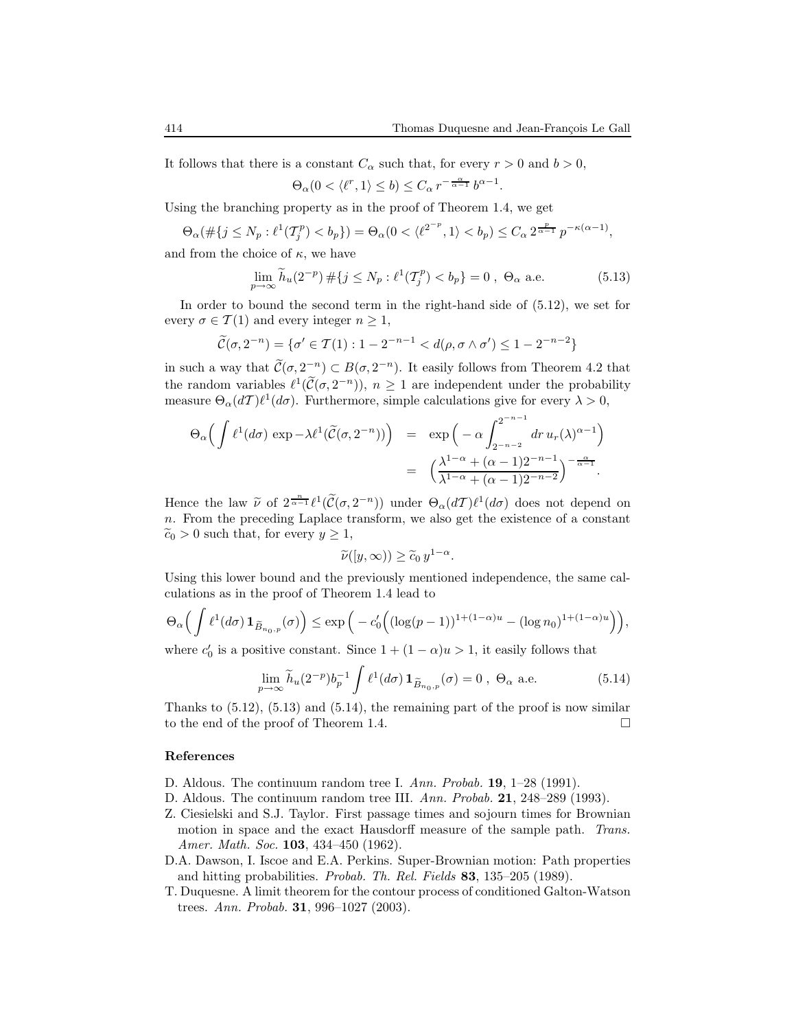It follows that there is a constant $C_\alpha$ such that, for every $r > 0$ and $b > 0$,

$$\Theta_\alpha(0 < \langle \ell^r, 1 \rangle \leq b) \leq C_\alpha \, r^{-\frac{\alpha}{\alpha-1}} \, b^{\alpha-1}.$$

Using the branching property as in the proof of Theorem 1.4, we get

$$\Theta_\alpha(\#\{j \leq N_p : \ell^1(\mathcal{T}_j^p) < b_p\}) = \Theta_\alpha(0 < \langle \ell^{2^{-p}}, 1 \rangle < b_p) \leq C_\alpha \, 2^{\frac{p}{\alpha-1}} \, p^{-\kappa(\alpha-1)},$$

and from the choice of $\kappa$, we have

$$\lim_{p\to\infty} \widetilde{h}_u(2^{-p}) \, \#\{j \leq N_p : \ell^1(\mathcal{T}_j^p) < b_p\} = 0 \ , \ \Theta_\alpha \text{ a.e.} \tag{5.13}$$

In order to bound the second term in the right-hand side of (5.12), we set for every $\sigma \in \mathcal{T}(1)$ and every integer $n \geq 1$,

$$\widetilde{\mathcal{C}}(\sigma, 2^{-n}) = \{\sigma' \in \mathcal{T}(1) : 1 - 2^{-n-1} < d(\rho, \sigma \wedge \sigma') \leq 1 - 2^{-n-2}\}$$

in such a way that $\widetilde{\mathcal{C}}(\sigma, 2^{-n}) \subset B(\sigma, 2^{-n})$. It easily follows from Theorem 4.2 that the random variables $\ell^1(\widetilde{\mathcal{C}}(\sigma, 2^{-n}))$, $n \geq 1$ are independent under the probability measure $\Theta_\alpha(d\mathcal{T})\ell^1(d\sigma)$. Furthermore, simple calculations give for every $\lambda > 0$,

$$\begin{aligned}
\Theta_\alpha\Big( \int \ell^1(d\sigma) \, \exp -\lambda \ell^1(\widetilde{\mathcal{C}}(\sigma, 2^{-n})) \Big) &= \exp\Big( -\alpha \int_{2^{-n-2}}^{2^{-n-1}} dr \, u_r(\lambda)^{\alpha-1} \Big) \\
&= \Big( \frac{\lambda^{1-\alpha} + (\alpha-1)2^{-n-1}}{\lambda^{1-\alpha} + (\alpha-1)2^{-n-2}} \Big)^{-\frac{\alpha}{\alpha-1}}.
\end{aligned}$$

Hence the law $\widetilde{\nu}$ of $2^{\frac{n}{\alpha-1}} \ell^1(\widetilde{\mathcal{C}}(\sigma, 2^{-n}))$ under $\Theta_\alpha(d\mathcal{T})\ell^1(d\sigma)$ does not depend on $n$. From the preceding Laplace transform, we also get the existence of a constant $\widetilde{c}_0 > 0$ such that, for every $y \geq 1$,

$$\widetilde{\nu}([y, \infty)) \geq \widetilde{c}_0 \, y^{1-\alpha}.$$

Using this lower bound and the previously mentioned independence, the same calculations as in the proof of Theorem 1.4 lead to

$$\Theta_\alpha\Big( \int \ell^1(d\sigma) \, \mathbf{1}_{\widetilde{B}_{n_0,p}}(\sigma) \Big) \leq \exp\Big( -c_0' \Big( (\log(p-1))^{1+(1-\alpha)u} - (\log n_0)^{1+(1-\alpha)u} \Big) \Big),$$

where $c_0'$ is a positive constant. Since $1 + (1-\alpha)u > 1$, it easily follows that

$$\lim_{p\to\infty} \widetilde{h}_u(2^{-p}) b_p^{-1} \int \ell^1(d\sigma) \, \mathbf{1}_{\widetilde{B}_{n_0,p}}(\sigma) = 0 \ , \ \Theta_\alpha \text{ a.e.} \tag{5.14}$$

Thanks to (5.12), (5.13) and (5.14), the remaining part of the proof is now similar to the end of the proof of Theorem 1.4. □

## References

D. Aldous. The continuum random tree I. *Ann. Probab.* **19**, 1–28 (1991).

D. Aldous. The continuum random tree III. *Ann. Probab.* **21**, 248–289 (1993).

Z. Ciesielski and S.J. Taylor. First passage times and sojourn times for Brownian motion in space and the exact Hausdorff measure of the sample path. *Trans. Amer. Math. Soc.* **103**, 434–450 (1962).

D.A. Dawson, I. Iscoe and E.A. Perkins. Super-Brownian motion: Path properties and hitting probabilities. *Probab. Th. Rel. Fields* **83**, 135–205 (1989).

T. Duquesne. A limit theorem for the contour process of conditioned Galton-Watson trees. *Ann. Probab.* **31**, 996–1027 (2003).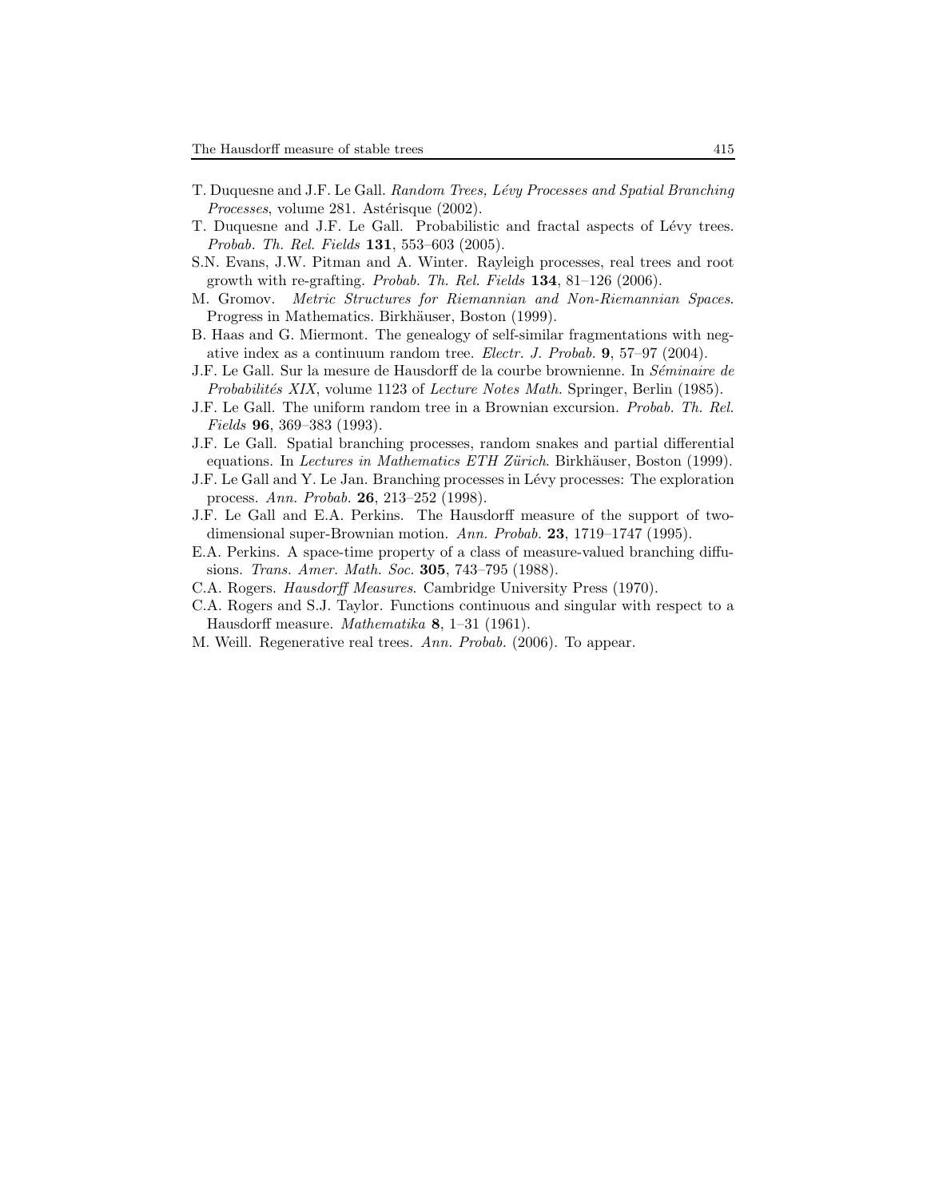T. Duquesne and J.F. Le Gall. *Random Trees, Lévy Processes and Spatial Branching Processes*, volume 281. Astérisque (2002).

T. Duquesne and J.F. Le Gall. Probabilistic and fractal aspects of Lévy trees. *Probab. Th. Rel. Fields* **131**, 553–603 (2005).

S.N. Evans, J.W. Pitman and A. Winter. Rayleigh processes, real trees and root growth with re-grafting. *Probab. Th. Rel. Fields* **134**, 81–126 (2006).

M. Gromov. *Metric Structures for Riemannian and Non-Riemannian Spaces*. Progress in Mathematics. Birkhäuser, Boston (1999).

B. Haas and G. Miermont. The genealogy of self-similar fragmentations with negative index as a continuum random tree. *Electr. J. Probab.* **9**, 57–97 (2004).

J.F. Le Gall. Sur la mesure de Hausdorff de la courbe brownienne. In *Séminaire de Probabilités XIX*, volume 1123 of *Lecture Notes Math.* Springer, Berlin (1985).

J.F. Le Gall. The uniform random tree in a Brownian excursion. *Probab. Th. Rel. Fields* **96**, 369–383 (1993).

J.F. Le Gall. Spatial branching processes, random snakes and partial differential equations. In *Lectures in Mathematics ETH Zürich*. Birkhäuser, Boston (1999).

J.F. Le Gall and Y. Le Jan. Branching processes in Lévy processes: The exploration process. *Ann. Probab.* **26**, 213–252 (1998).

J.F. Le Gall and E.A. Perkins. The Hausdorff measure of the support of two-dimensional super-Brownian motion. *Ann. Probab.* **23**, 1719–1747 (1995).

E.A. Perkins. A space-time property of a class of measure-valued branching diffusions. *Trans. Amer. Math. Soc.* **305**, 743–795 (1988).

C.A. Rogers. *Hausdorff Measures*. Cambridge University Press (1970).

C.A. Rogers and S.J. Taylor. Functions continuous and singular with respect to a Hausdorff measure. *Mathematika* **8**, 1–31 (1961).

M. Weill. Regenerative real trees. *Ann. Probab.* (2006). To appear.